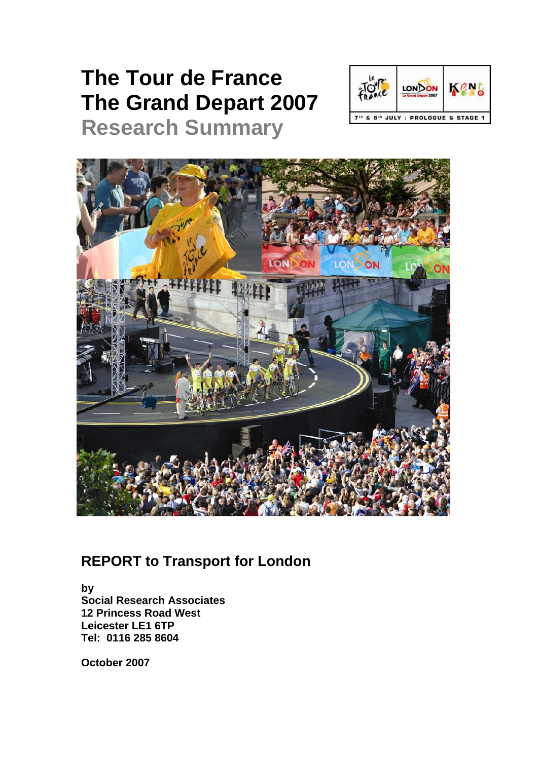# The Tour de France
# The Grand Depart 2007
## Research Summary

## REPORT to Transport for London

**by**
**Social Research Associates**
**12 Princess Road West**
**Leicester LE1 6TP**
**Tel: 0116 285 8604**

**October 2007**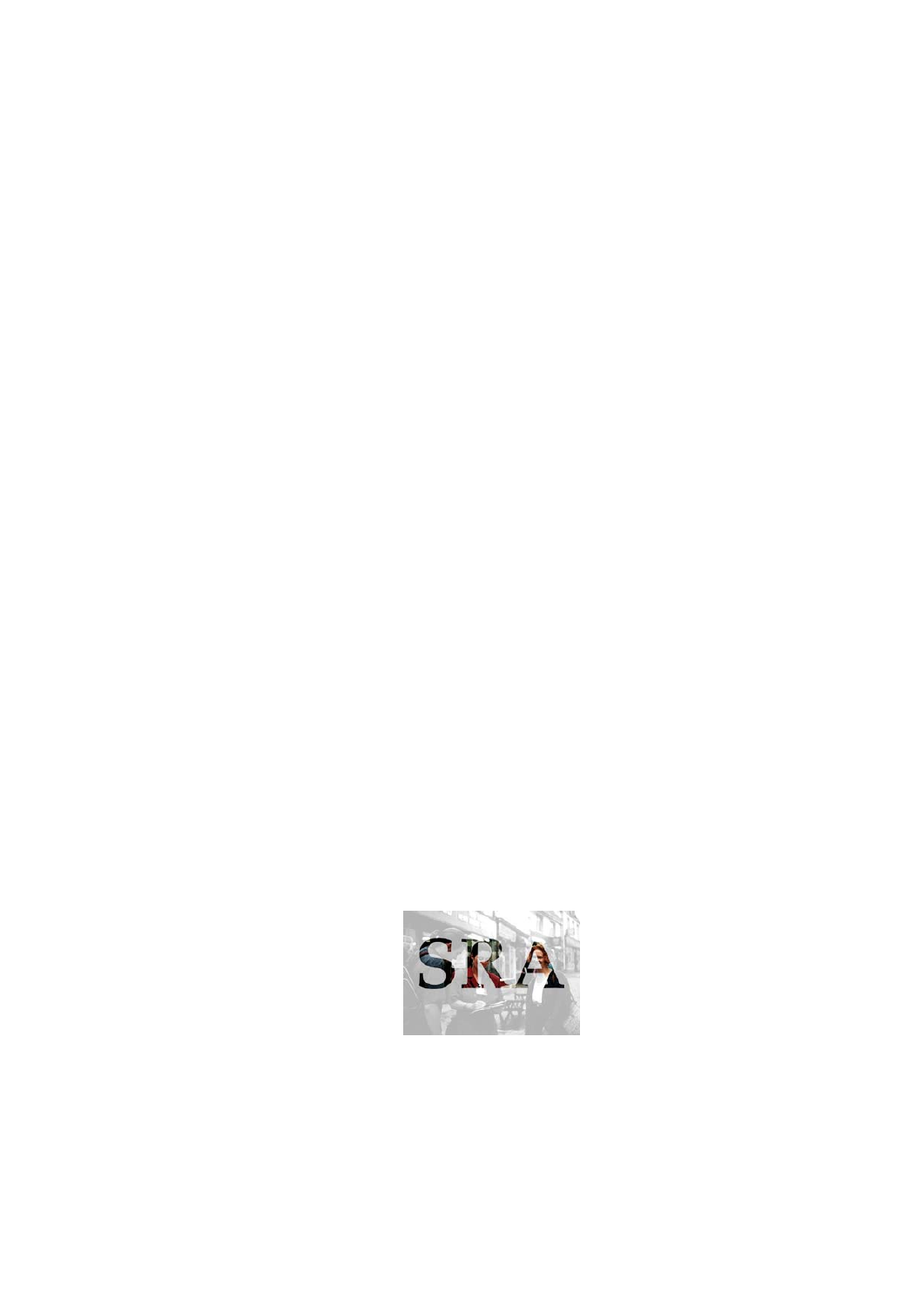SRA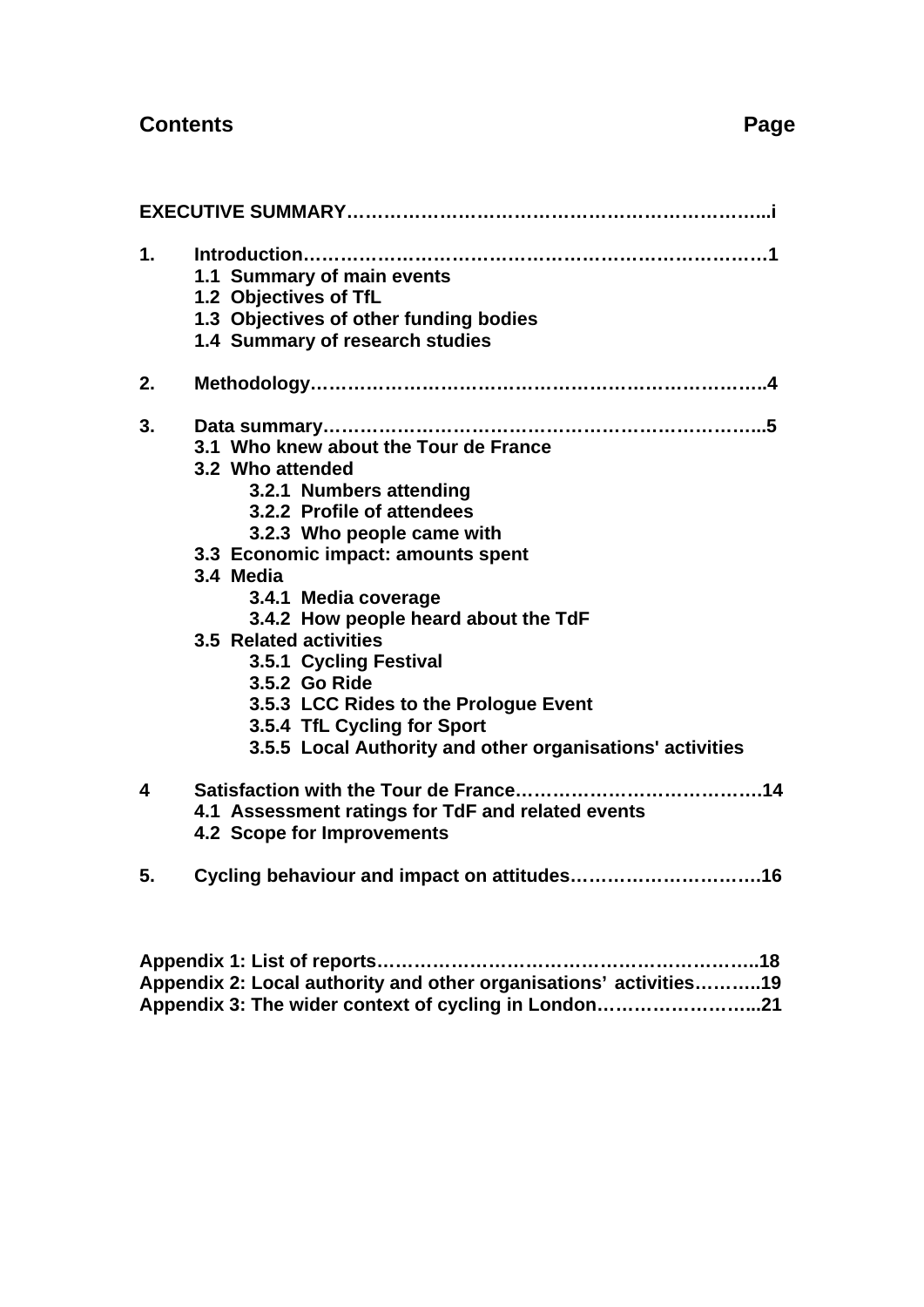## Contents — Page

**EXECUTIVE SUMMARY………………………………………………………...i**

**1. Introduction……………………………………………………………1**
- **1.1 Summary of main events**
- **1.2 Objectives of TfL**
- **1.3 Objectives of other funding bodies**
- **1.4 Summary of research studies**

**2. Methodology……………………………………………………………..4**

**3. Data summary…………………………………………………………...5**
- **3.1 Who knew about the Tour de France**
- **3.2 Who attended**
  - **3.2.1 Numbers attending**
  - **3.2.2 Profile of attendees**
  - **3.2.3 Who people came with**
- **3.3 Economic impact: amounts spent**
- **3.4 Media**
  - **3.4.1 Media coverage**
  - **3.4.2 How people heard about the TdF**
- **3.5 Related activities**
  - **3.5.1 Cycling Festival**
  - **3.5.2 Go Ride**
  - **3.5.3 LCC Rides to the Prologue Event**
  - **3.5.4 TfL Cycling for Sport**
  - **3.5.5 Local Authority and other organisations' activities**

**4 Satisfaction with the Tour de France………………………………….14**
- **4.1 Assessment ratings for TdF and related events**
- **4.2 Scope for Improvements**

**5. Cycling behaviour and impact on attitudes………………………….16**

**Appendix 1: List of reports…………………………………………………..18**
**Appendix 2: Local authority and other organisations' activities………..19**
**Appendix 3: The wider context of cycling in London……………………..21**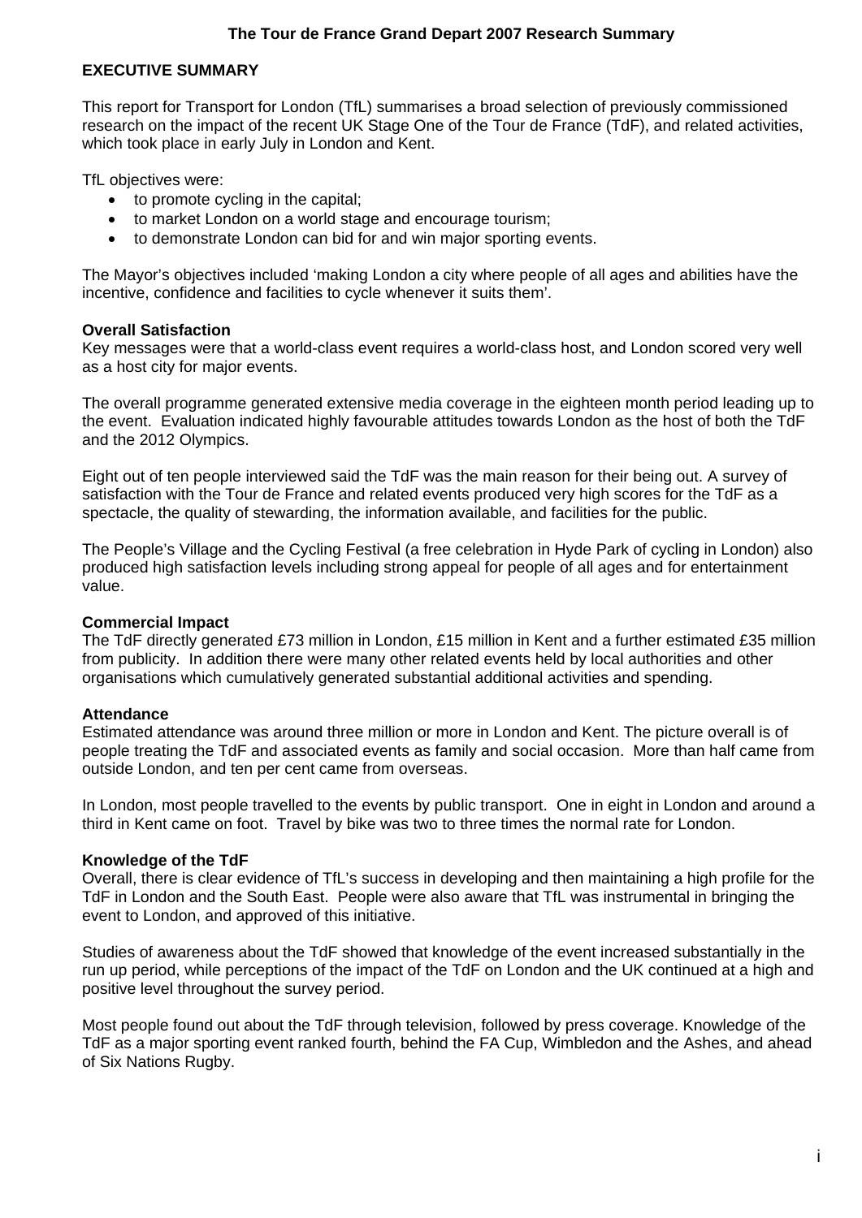# The Tour de France Grand Depart 2007 Research Summary

## EXECUTIVE SUMMARY

This report for Transport for London (TfL) summarises a broad selection of previously commissioned research on the impact of the recent UK Stage One of the Tour de France (TdF), and related activities, which took place in early July in London and Kent.

TfL objectives were:

- to promote cycling in the capital;
- to market London on a world stage and encourage tourism;
- to demonstrate London can bid for and win major sporting events.

The Mayor's objectives included 'making London a city where people of all ages and abilities have the incentive, confidence and facilities to cycle whenever it suits them'.

### Overall Satisfaction

Key messages were that a world-class event requires a world-class host, and London scored very well as a host city for major events.

The overall programme generated extensive media coverage in the eighteen month period leading up to the event. Evaluation indicated highly favourable attitudes towards London as the host of both the TdF and the 2012 Olympics.

Eight out of ten people interviewed said the TdF was the main reason for their being out. A survey of satisfaction with the Tour de France and related events produced very high scores for the TdF as a spectacle, the quality of stewarding, the information available, and facilities for the public.

The People's Village and the Cycling Festival (a free celebration in Hyde Park of cycling in London) also produced high satisfaction levels including strong appeal for people of all ages and for entertainment value.

### Commercial Impact

The TdF directly generated £73 million in London, £15 million in Kent and a further estimated £35 million from publicity. In addition there were many other related events held by local authorities and other organisations which cumulatively generated substantial additional activities and spending.

### Attendance

Estimated attendance was around three million or more in London and Kent. The picture overall is of people treating the TdF and associated events as family and social occasion. More than half came from outside London, and ten per cent came from overseas.

In London, most people travelled to the events by public transport. One in eight in London and around a third in Kent came on foot. Travel by bike was two to three times the normal rate for London.

### Knowledge of the TdF

Overall, there is clear evidence of TfL's success in developing and then maintaining a high profile for the TdF in London and the South East. People were also aware that TfL was instrumental in bringing the event to London, and approved of this initiative.

Studies of awareness about the TdF showed that knowledge of the event increased substantially in the run up period, while perceptions of the impact of the TdF on London and the UK continued at a high and positive level throughout the survey period.

Most people found out about the TdF through television, followed by press coverage. Knowledge of the TdF as a major sporting event ranked fourth, behind the FA Cup, Wimbledon and the Ashes, and ahead of Six Nations Rugby.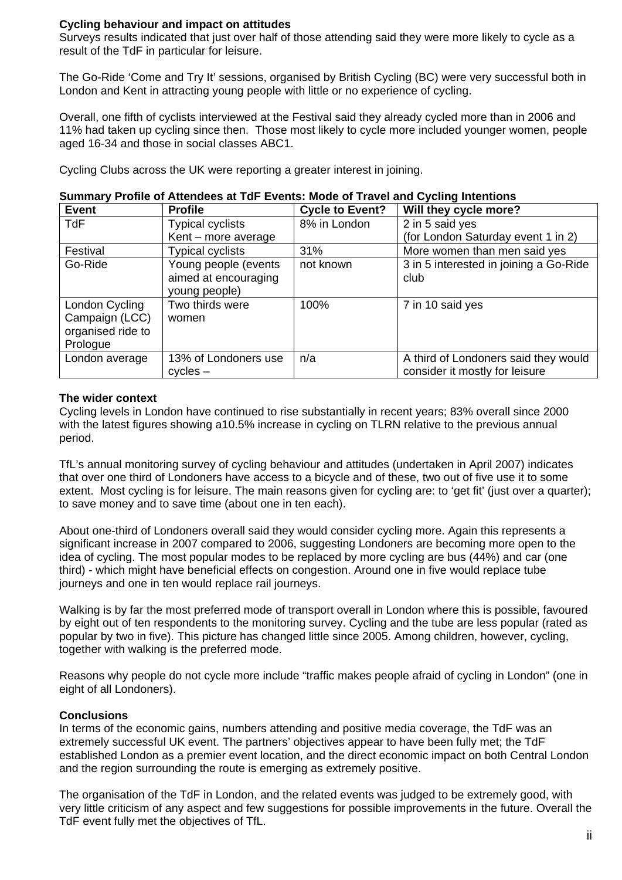**Cycling behaviour and impact on attitudes**

Surveys results indicated that just over half of those attending said they were more likely to cycle as a result of the TdF in particular for leisure.

The Go-Ride 'Come and Try It' sessions, organised by British Cycling (BC) were very successful both in London and Kent in attracting young people with little or no experience of cycling.

Overall, one fifth of cyclists interviewed at the Festival said they already cycled more than in 2006 and 11% had taken up cycling since then. Those most likely to cycle more included younger women, people aged 16-34 and those in social classes ABC1.

Cycling Clubs across the UK were reporting a greater interest in joining.

**Summary Profile of Attendees at TdF Events: Mode of Travel and Cycling Intentions**

| Event | Profile | Cycle to Event? | Will they cycle more? |
|---|---|---|---|
| TdF | Typical cyclists<br>Kent – more average | 8% in London | 2 in 5 said yes<br>(for London Saturday event 1 in 2) |
| Festival | Typical cyclists | 31% | More women than men said yes |
| Go-Ride | Young people (events aimed at encouraging young people) | not known | 3 in 5 interested in joining a Go-Ride club |
| London Cycling Campaign (LCC) organised ride to Prologue | Two thirds were women | 100% | 7 in 10 said yes |
| London average | 13% of Londoners use cycles – | n/a | A third of Londoners said they would consider it mostly for leisure |

**The wider context**

Cycling levels in London have continued to rise substantially in recent years; 83% overall since 2000 with the latest figures showing a10.5% increase in cycling on TLRN relative to the previous annual period.

TfL's annual monitoring survey of cycling behaviour and attitudes (undertaken in April 2007) indicates that over one third of Londoners have access to a bicycle and of these, two out of five use it to some extent. Most cycling is for leisure. The main reasons given for cycling are: to 'get fit' (just over a quarter); to save money and to save time (about one in ten each).

About one-third of Londoners overall said they would consider cycling more. Again this represents a significant increase in 2007 compared to 2006, suggesting Londoners are becoming more open to the idea of cycling. The most popular modes to be replaced by more cycling are bus (44%) and car (one third) - which might have beneficial effects on congestion. Around one in five would replace tube journeys and one in ten would replace rail journeys.

Walking is by far the most preferred mode of transport overall in London where this is possible, favoured by eight out of ten respondents to the monitoring survey. Cycling and the tube are less popular (rated as popular by two in five). This picture has changed little since 2005. Among children, however, cycling, together with walking is the preferred mode.

Reasons why people do not cycle more include "traffic makes people afraid of cycling in London" (one in eight of all Londoners).

**Conclusions**

In terms of the economic gains, numbers attending and positive media coverage, the TdF was an extremely successful UK event. The partners' objectives appear to have been fully met; the TdF established London as a premier event location, and the direct economic impact on both Central London and the region surrounding the route is emerging as extremely positive.

The organisation of the TdF in London, and the related events was judged to be extremely good, with very little criticism of any aspect and few suggestions for possible improvements in the future. Overall the TdF event fully met the objectives of TfL.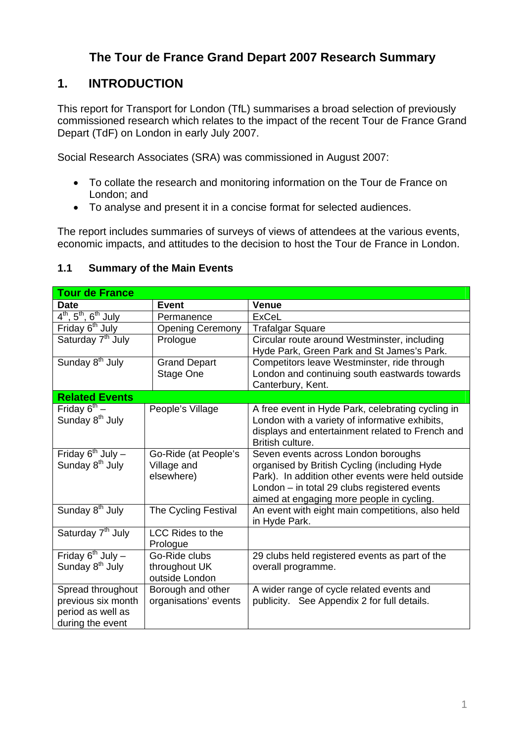# The Tour de France Grand Depart 2007 Research Summary

## 1. INTRODUCTION

This report for Transport for London (TfL) summarises a broad selection of previously commissioned research which relates to the impact of the recent Tour de France Grand Depart (TdF) on London in early July 2007.

Social Research Associates (SRA) was commissioned in August 2007:

- To collate the research and monitoring information on the Tour de France on London; and
- To analyse and present it in a concise format for selected audiences.

The report includes summaries of surveys of views of attendees at the various events, economic impacts, and attitudes to the decision to host the Tour de France in London.

### 1.1 Summary of the Main Events

| **Tour de France** | | |
|---|---|---|
| **Date** | **Event** | **Venue** |
| 4th, 5th, 6th July | Permanence | ExCeL |
| Friday 6th July | Opening Ceremony | Trafalgar Square |
| Saturday 7th July | Prologue | Circular route around Westminster, including Hyde Park, Green Park and St James's Park. |
| Sunday 8th July | Grand Depart Stage One | Competitors leave Westminster, ride through London and continuing south eastwards towards Canterbury, Kent. |
| **Related Events** | | |
| Friday 6th – Sunday 8th July | People's Village | A free event in Hyde Park, celebrating cycling in London with a variety of informative exhibits, displays and entertainment related to French and British culture. |
| Friday 6th July – Sunday 8th July | Go-Ride (at People's Village and elsewhere) | Seven events across London boroughs organised by British Cycling (including Hyde Park). In addition other events were held outside London – in total 29 clubs registered events aimed at engaging more people in cycling. |
| Sunday 8th July | The Cycling Festival | An event with eight main competitions, also held in Hyde Park. |
| Saturday 7th July | LCC Rides to the Prologue | |
| Friday 6th July – Sunday 8th July | Go-Ride clubs throughout UK outside London | 29 clubs held registered events as part of the overall programme. |
| Spread throughout previous six month period as well as during the event | Borough and other organisations' events | A wider range of cycle related events and publicity. See Appendix 2 for full details. |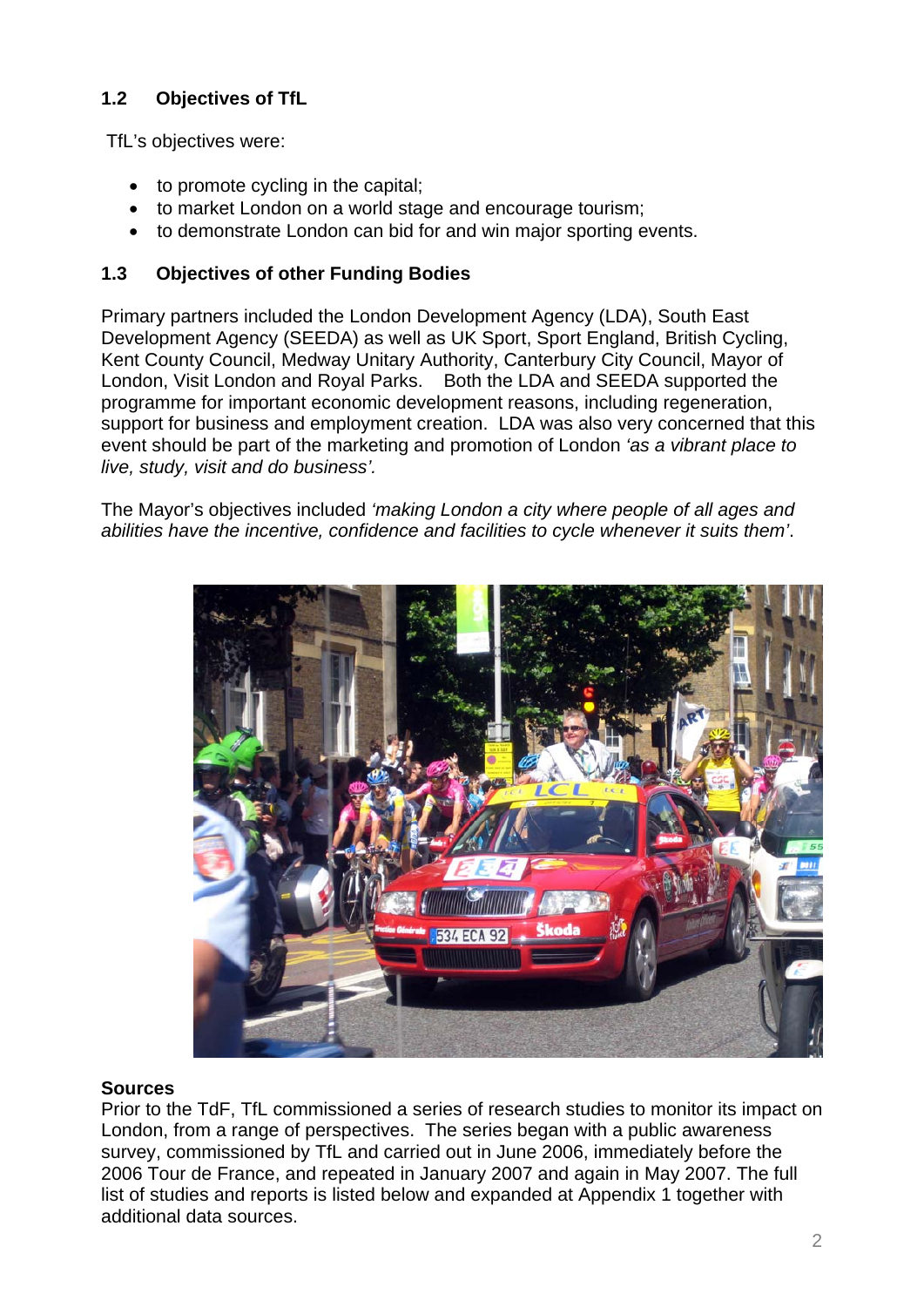### 1.2 Objectives of TfL

TfL's objectives were:

- to promote cycling in the capital;
- to market London on a world stage and encourage tourism;
- to demonstrate London can bid for and win major sporting events.

### 1.3 Objectives of other Funding Bodies

Primary partners included the London Development Agency (LDA), South East Development Agency (SEEDA) as well as UK Sport, Sport England, British Cycling, Kent County Council, Medway Unitary Authority, Canterbury City Council, Mayor of London, Visit London and Royal Parks. Both the LDA and SEEDA supported the programme for important economic development reasons, including regeneration, support for business and employment creation. LDA was also very concerned that this event should be part of the marketing and promotion of London *'as a vibrant place to live, study, visit and do business'.*

The Mayor's objectives included *'making London a city where people of all ages and abilities have the incentive, confidence and facilities to cycle whenever it suits them'*.

**Sources**

Prior to the TdF, TfL commissioned a series of research studies to monitor its impact on London, from a range of perspectives. The series began with a public awareness survey, commissioned by TfL and carried out in June 2006, immediately before the 2006 Tour de France, and repeated in January 2007 and again in May 2007. The full list of studies and reports is listed below and expanded at Appendix 1 together with additional data sources.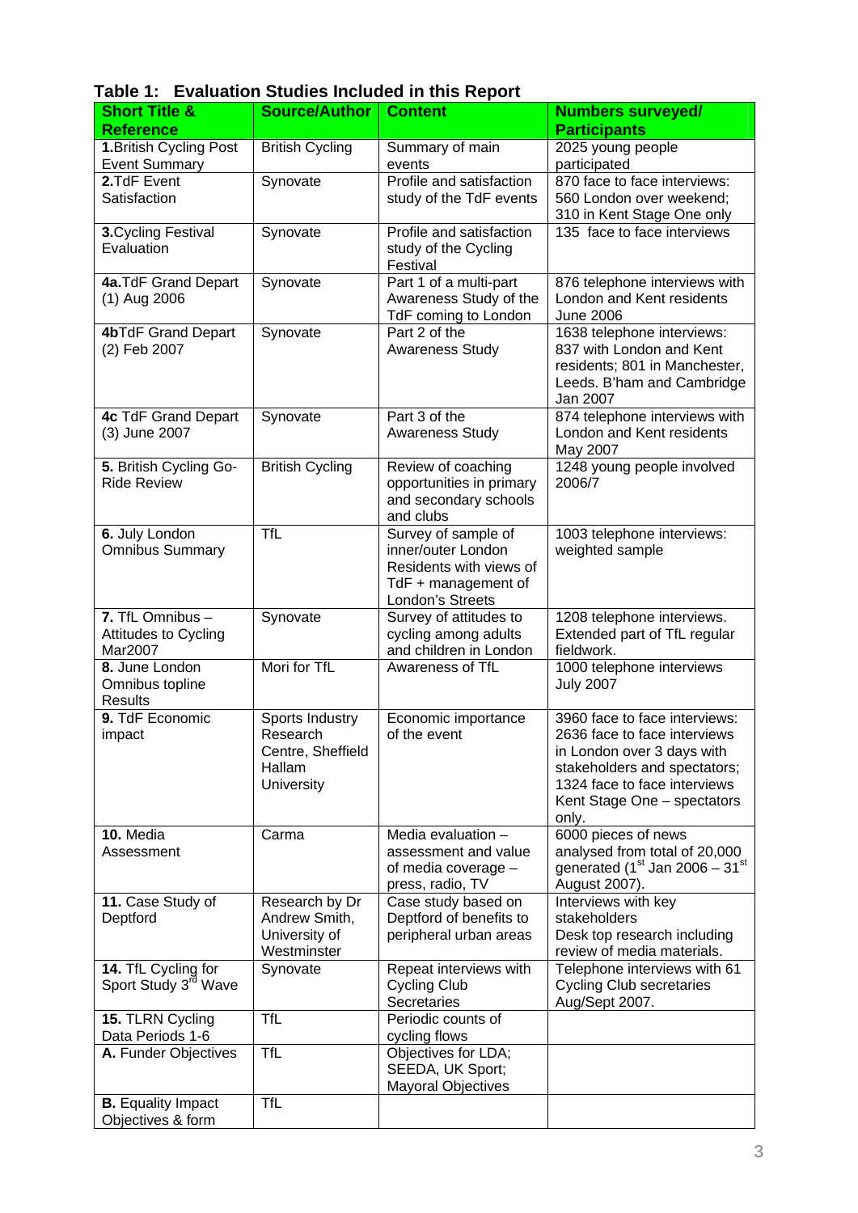**Table 1: Evaluation Studies Included in this Report**

| Short Title & Reference | Source/Author | Content | Numbers surveyed/ Participants |
|---|---|---|---|
| **1.** British Cycling Post Event Summary | British Cycling | Summary of main events | 2025 young people participated |
| **2.** TdF Event Satisfaction | Synovate | Profile and satisfaction study of the TdF events | 870 face to face interviews: 560 London over weekend; 310 in Kent Stage One only |
| **3.** Cycling Festival Evaluation | Synovate | Profile and satisfaction study of the Cycling Festival | 135 face to face interviews |
| **4a.** TdF Grand Depart (1) Aug 2006 | Synovate | Part 1 of a multi-part Awareness Study of the TdF coming to London | 876 telephone interviews with London and Kent residents June 2006 |
| **4b** TdF Grand Depart (2) Feb 2007 | Synovate | Part 2 of the Awareness Study | 1638 telephone interviews: 837 with London and Kent residents; 801 in Manchester, Leeds. B'ham and Cambridge Jan 2007 |
| **4c** TdF Grand Depart (3) June 2007 | Synovate | Part 3 of the Awareness Study | 874 telephone interviews with London and Kent residents May 2007 |
| **5.** British Cycling Go-Ride Review | British Cycling | Review of coaching opportunities in primary and secondary schools and clubs | 1248 young people involved 2006/7 |
| **6.** July London Omnibus Summary | TfL | Survey of sample of inner/outer London Residents with views of TdF + management of London's Streets | 1003 telephone interviews: weighted sample |
| **7.** TfL Omnibus – Attitudes to Cycling Mar2007 | Synovate | Survey of attitudes to cycling among adults and children in London | 1208 telephone interviews. Extended part of TfL regular fieldwork. |
| **8.** June London Omnibus topline Results | Mori for TfL | Awareness of TfL | 1000 telephone interviews July 2007 |
| **9.** TdF Economic impact | Sports Industry Research Centre, Sheffield Hallam University | Economic importance of the event | 3960 face to face interviews: 2636 face to face interviews in London over 3 days with stakeholders and spectators; 1324 face to face interviews Kent Stage One – spectators only. |
| **10.** Media Assessment | Carma | Media evaluation – assessment and value of media coverage – press, radio, TV | 6000 pieces of news analysed from total of 20,000 generated (1st Jan 2006 – 31st August 2007). |
| **11.** Case Study of Deptford | Research by Dr Andrew Smith, University of Westminster | Case study based on Deptford of benefits to peripheral urban areas | Interviews with key stakeholders Desk top research including review of media materials. |
| **14.** TfL Cycling for Sport Study 3rd Wave | Synovate | Repeat interviews with Cycling Club Secretaries | Telephone interviews with 61 Cycling Club secretaries Aug/Sept 2007. |
| **15.** TLRN Cycling Data Periods 1-6 | TfL | Periodic counts of cycling flows | |
| **A.** Funder Objectives | TfL | Objectives for LDA; SEEDA, UK Sport; Mayoral Objectives | |
| **B.** Equality Impact Objectives & form | TfL | | |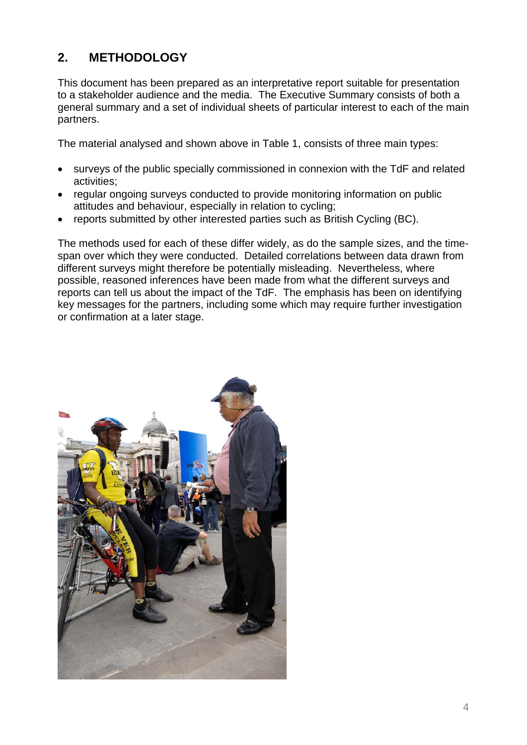## 2. METHODOLOGY

This document has been prepared as an interpretative report suitable for presentation to a stakeholder audience and the media. The Executive Summary consists of both a general summary and a set of individual sheets of particular interest to each of the main partners.

The material analysed and shown above in Table 1, consists of three main types:

- surveys of the public specially commissioned in connexion with the TdF and related activities;
- regular ongoing surveys conducted to provide monitoring information on public attitudes and behaviour, especially in relation to cycling;
- reports submitted by other interested parties such as British Cycling (BC).

The methods used for each of these differ widely, as do the sample sizes, and the time-span over which they were conducted. Detailed correlations between data drawn from different surveys might therefore be potentially misleading. Nevertheless, where possible, reasoned inferences have been made from what the different surveys and reports can tell us about the impact of the TdF. The emphasis has been on identifying key messages for the partners, including some which may require further investigation or confirmation at a later stage.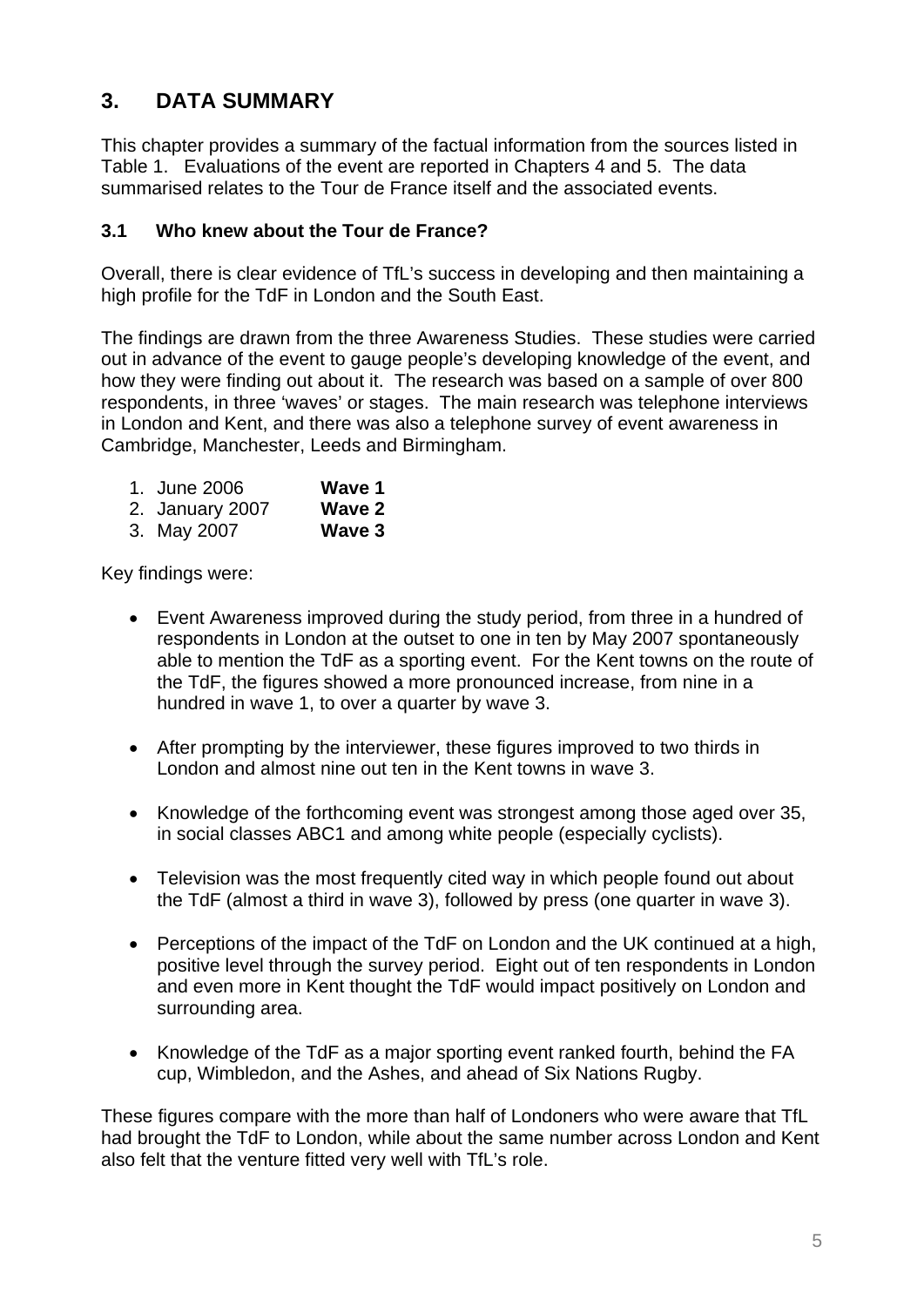# 3. DATA SUMMARY

This chapter provides a summary of the factual information from the sources listed in Table 1. Evaluations of the event are reported in Chapters 4 and 5. The data summarised relates to the Tour de France itself and the associated events.

## 3.1 Who knew about the Tour de France?

Overall, there is clear evidence of TfL's success in developing and then maintaining a high profile for the TdF in London and the South East.

The findings are drawn from the three Awareness Studies. These studies were carried out in advance of the event to gauge people's developing knowledge of the event, and how they were finding out about it. The research was based on a sample of over 800 respondents, in three 'waves' or stages. The main research was telephone interviews in London and Kent, and there was also a telephone survey of event awareness in Cambridge, Manchester, Leeds and Birmingham.

1. June 2006 **Wave 1**
2. January 2007 **Wave 2**
3. May 2007 **Wave 3**

Key findings were:

- Event Awareness improved during the study period, from three in a hundred of respondents in London at the outset to one in ten by May 2007 spontaneously able to mention the TdF as a sporting event. For the Kent towns on the route of the TdF, the figures showed a more pronounced increase, from nine in a hundred in wave 1, to over a quarter by wave 3.

- After prompting by the interviewer, these figures improved to two thirds in London and almost nine out ten in the Kent towns in wave 3.

- Knowledge of the forthcoming event was strongest among those aged over 35, in social classes ABC1 and among white people (especially cyclists).

- Television was the most frequently cited way in which people found out about the TdF (almost a third in wave 3), followed by press (one quarter in wave 3).

- Perceptions of the impact of the TdF on London and the UK continued at a high, positive level through the survey period. Eight out of ten respondents in London and even more in Kent thought the TdF would impact positively on London and surrounding area.

- Knowledge of the TdF as a major sporting event ranked fourth, behind the FA cup, Wimbledon, and the Ashes, and ahead of Six Nations Rugby.

These figures compare with the more than half of Londoners who were aware that TfL had brought the TdF to London, while about the same number across London and Kent also felt that the venture fitted very well with TfL's role.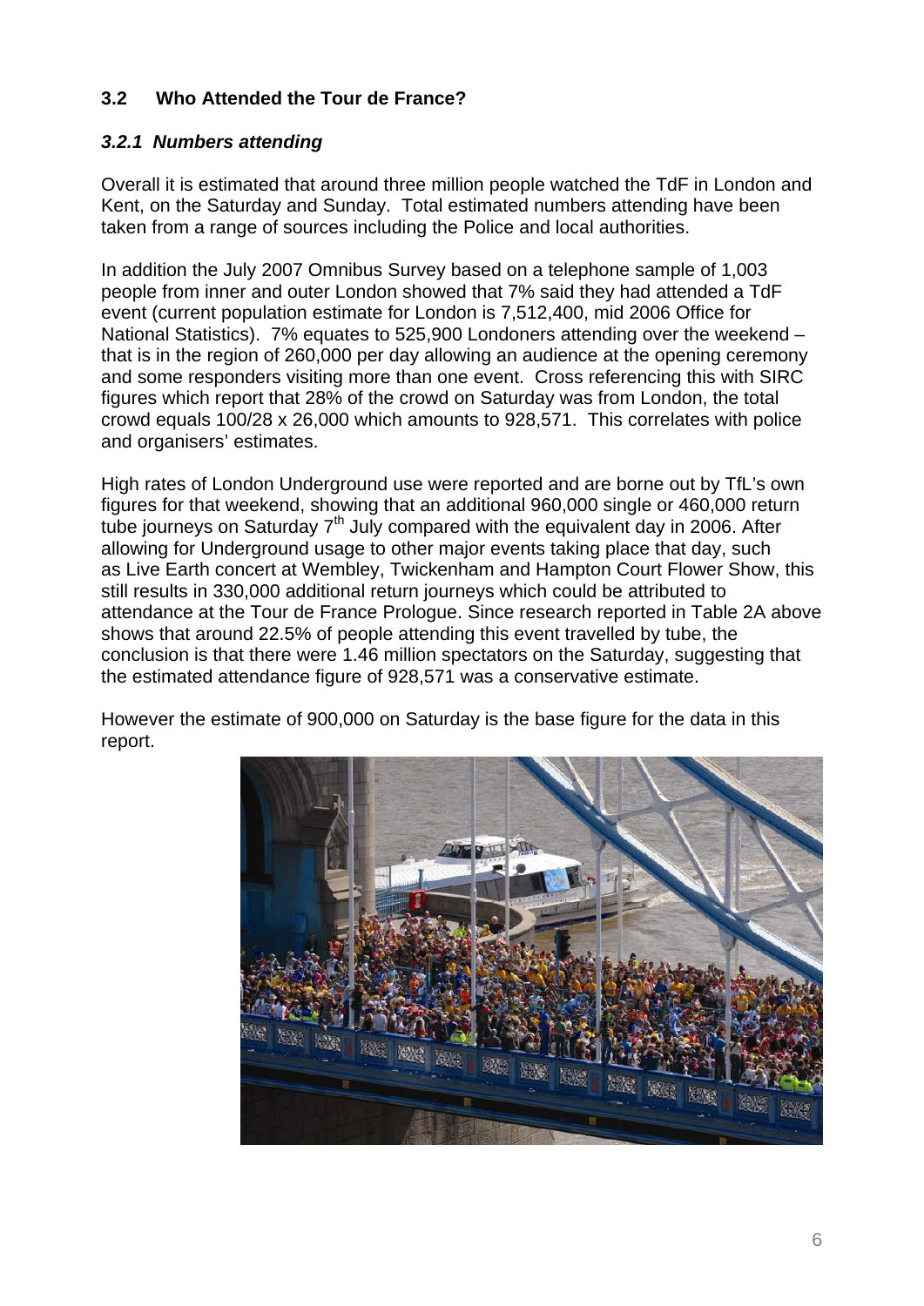## 3.2 Who Attended the Tour de France?

### *3.2.1 Numbers attending*

Overall it is estimated that around three million people watched the TdF in London and Kent, on the Saturday and Sunday. Total estimated numbers attending have been taken from a range of sources including the Police and local authorities.

In addition the July 2007 Omnibus Survey based on a telephone sample of 1,003 people from inner and outer London showed that 7% said they had attended a TdF event (current population estimate for London is 7,512,400, mid 2006 Office for National Statistics). 7% equates to 525,900 Londoners attending over the weekend – that is in the region of 260,000 per day allowing an audience at the opening ceremony and some responders visiting more than one event. Cross referencing this with SIRC figures which report that 28% of the crowd on Saturday was from London, the total crowd equals 100/28 x 26,000 which amounts to 928,571. This correlates with police and organisers' estimates.

High rates of London Underground use were reported and are borne out by TfL's own figures for that weekend, showing that an additional 960,000 single or 460,000 return tube journeys on Saturday 7th July compared with the equivalent day in 2006. After allowing for Underground usage to other major events taking place that day, such as Live Earth concert at Wembley, Twickenham and Hampton Court Flower Show, this still results in 330,000 additional return journeys which could be attributed to attendance at the Tour de France Prologue. Since research reported in Table 2A above shows that around 22.5% of people attending this event travelled by tube, the conclusion is that there were 1.46 million spectators on the Saturday, suggesting that the estimated attendance figure of 928,571 was a conservative estimate.

However the estimate of 900,000 on Saturday is the base figure for the data in this report.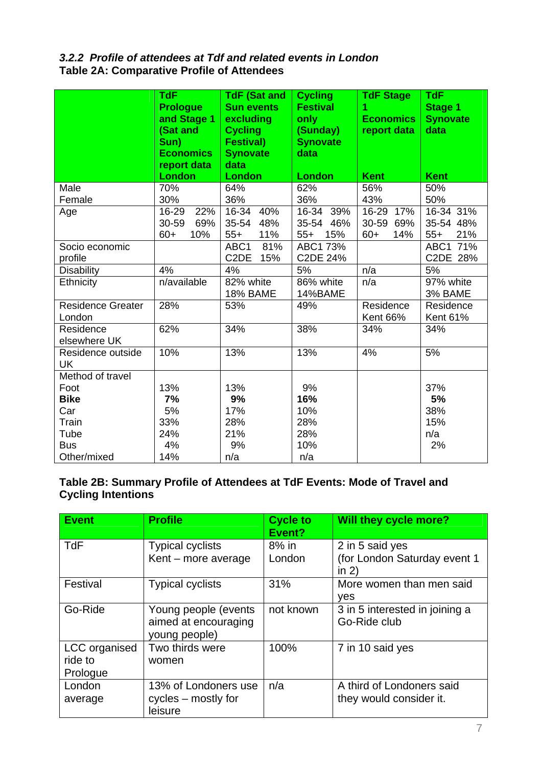### *3.2.2 Profile of attendees at Tdf and related events in London*

**Table 2A: Comparative Profile of Attendees**

| | **TdF Prologue and Stage 1 (Sat and Sun) Economics report data London** | **TdF (Sat and Sun events excluding Cycling Festival) Synovate data London** | **Cycling Festival only (Sunday) Synovate data London** | **TdF Stage 1 Economics report data Kent** | **TdF Stage 1 Synovate data Kent** |
|---|---|---|---|---|---|
| Male | 70% | 64% | 62% | 56% | 50% |
| Female | 30% | 36% | 36% | 43% | 50% |
| Age | 16-29 22%<br>30-59 69%<br>60+ 10% | 16-34 40%<br>35-54 48%<br>55+ 11% | 16-34 39%<br>35-54 46%<br>55+ 15% | 16-29 17%<br>30-59 69%<br>60+ 14% | 16-34 31%<br>35-54 48%<br>55+ 21% |
| Socio economic profile | | ABC1 81%<br>C2DE 15% | ABC1 73%<br>C2DE 24% | | ABC1 71%<br>C2DE 28% |
| Disability | 4% | 4% | 5% | n/a | 5% |
| Ethnicity | n/available | 82% white<br>18% BAME | 86% white<br>14%BAME | n/a | 97% white<br>3% BAME |
| Residence Greater London | 28% | 53% | 49% | Residence Kent 66% | Residence Kent 61% |
| Residence elsewhere UK | 62% | 34% | 38% | 34% | 34% |
| Residence outside UK | 10% | 13% | 13% | 4% | 5% |
| Method of travel | | | | | |
| Foot | 13% | 13% | 9% | | 37% |
| **Bike** | **7%** | **9%** | **16%** | | **5%** |
| Car | 5% | 17% | 10% | | 38% |
| Train | 33% | 28% | 28% | | 15% |
| Tube | 24% | 21% | 28% | | n/a |
| Bus | 4% | 9% | 10% | | 2% |
| Other/mixed | 14% | n/a | n/a | | |

**Table 2B: Summary Profile of Attendees at TdF Events: Mode of Travel and Cycling Intentions**

| **Event** | **Profile** | **Cycle to Event?** | **Will they cycle more?** |
|---|---|---|---|
| TdF | Typical cyclists<br>Kent – more average | 8% in London | 2 in 5 said yes<br>(for London Saturday event 1 in 2) |
| Festival | Typical cyclists | 31% | More women than men said yes |
| Go-Ride | Young people (events aimed at encouraging young people) | not known | 3 in 5 interested in joining a Go-Ride club |
| LCC organised ride to Prologue | Two thirds were women | 100% | 7 in 10 said yes |
| London average | 13% of Londoners use cycles – mostly for leisure | n/a | A third of Londoners said they would consider it. |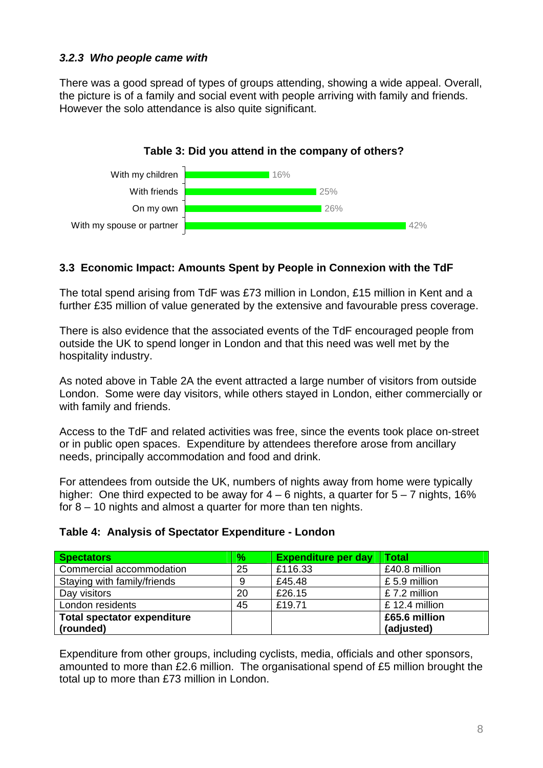### *3.2.3 Who people came with*

There was a good spread of types of groups attending, showing a wide appeal. Overall, the picture is of a family and social event with people arriving with family and friends. However the solo attendance is also quite significant.

**Table 3: Did you attend in the company of others?**

| Response | % |
|---|---|
| With my children | 16% |
| With friends | 25% |
| On my own | 26% |
| With my spouse or partner | 42% |

### 3.3 Economic Impact: Amounts Spent by People in Connexion with the TdF

The total spend arising from TdF was £73 million in London, £15 million in Kent and a further £35 million of value generated by the extensive and favourable press coverage.

There is also evidence that the associated events of the TdF encouraged people from outside the UK to spend longer in London and that this need was well met by the hospitality industry.

As noted above in Table 2A the event attracted a large number of visitors from outside London. Some were day visitors, while others stayed in London, either commercially or with family and friends.

Access to the TdF and related activities was free, since the events took place on-street or in public open spaces. Expenditure by attendees therefore arose from ancillary needs, principally accommodation and food and drink.

For attendees from outside the UK, numbers of nights away from home were typically higher: One third expected to be away for 4 – 6 nights, a quarter for 5 – 7 nights, 16% for 8 – 10 nights and almost a quarter for more than ten nights.

**Table 4: Analysis of Spectator Expenditure - London**

| Spectators | % | Expenditure per day | Total |
|---|---|---|---|
| Commercial accommodation | 25 | £116.33 | £40.8 million |
| Staying with family/friends | 9 | £45.48 | £ 5.9 million |
| Day visitors | 20 | £26.15 | £ 7.2 million |
| London residents | 45 | £19.71 | £ 12.4 million |
| **Total spectator expenditure (rounded)** | | | **£65.6 million (adjusted)** |

Expenditure from other groups, including cyclists, media, officials and other sponsors, amounted to more than £2.6 million. The organisational spend of £5 million brought the total up to more than £73 million in London.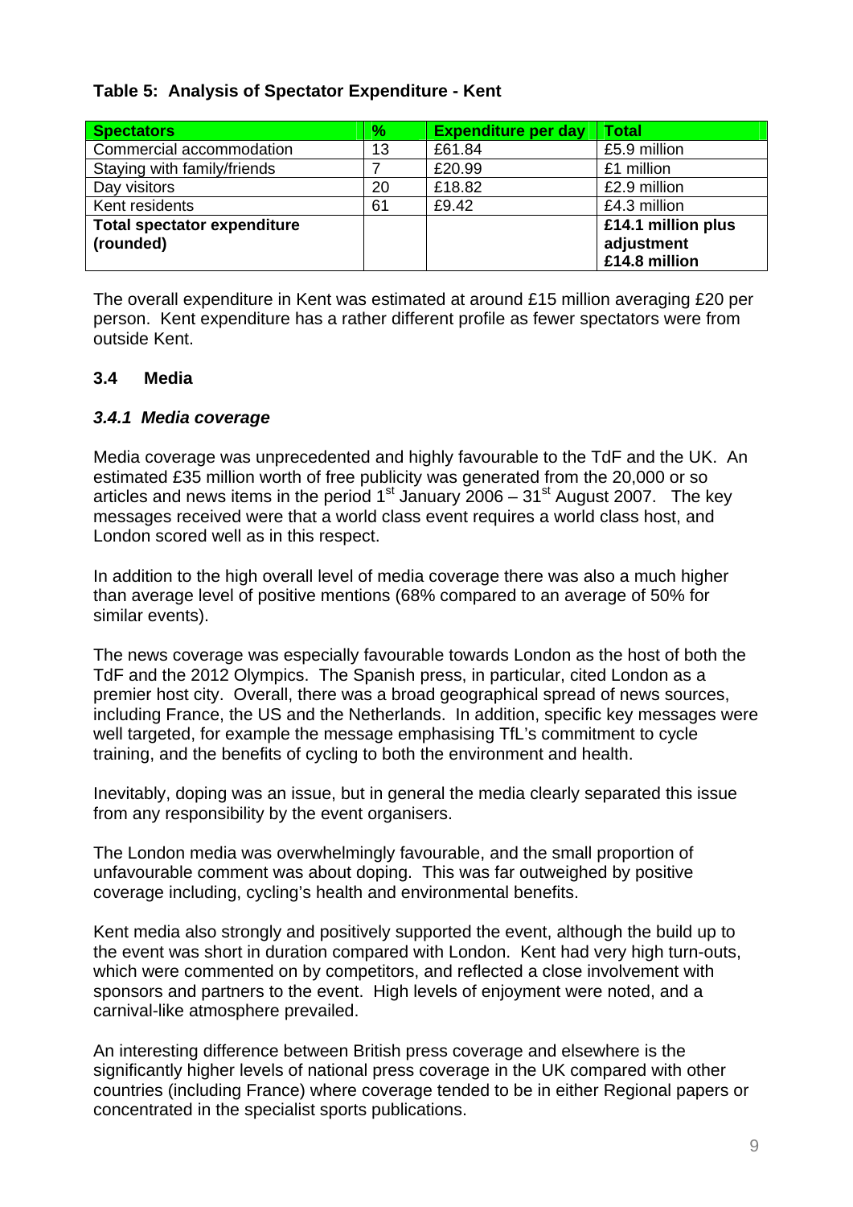**Table 5: Analysis of Spectator Expenditure - Kent**

| Spectators | % | Expenditure per day | Total |
|---|---|---|---|
| Commercial accommodation | 13 | £61.84 | £5.9 million |
| Staying with family/friends | 7 | £20.99 | £1 million |
| Day visitors | 20 | £18.82 | £2.9 million |
| Kent residents | 61 | £9.42 | £4.3 million |
| **Total spectator expenditure (rounded)** | | | **£14.1 million plus adjustment £14.8 million** |

The overall expenditure in Kent was estimated at around £15 million averaging £20 per person. Kent expenditure has a rather different profile as fewer spectators were from outside Kent.

### 3.4 Media

#### *3.4.1 Media coverage*

Media coverage was unprecedented and highly favourable to the TdF and the UK. An estimated £35 million worth of free publicity was generated from the 20,000 or so articles and news items in the period 1st January 2006 – 31st August 2007. The key messages received were that a world class event requires a world class host, and London scored well as in this respect.

In addition to the high overall level of media coverage there was also a much higher than average level of positive mentions (68% compared to an average of 50% for similar events).

The news coverage was especially favourable towards London as the host of both the TdF and the 2012 Olympics. The Spanish press, in particular, cited London as a premier host city. Overall, there was a broad geographical spread of news sources, including France, the US and the Netherlands. In addition, specific key messages were well targeted, for example the message emphasising TfL's commitment to cycle training, and the benefits of cycling to both the environment and health.

Inevitably, doping was an issue, but in general the media clearly separated this issue from any responsibility by the event organisers.

The London media was overwhelmingly favourable, and the small proportion of unfavourable comment was about doping. This was far outweighed by positive coverage including, cycling's health and environmental benefits.

Kent media also strongly and positively supported the event, although the build up to the event was short in duration compared with London. Kent had very high turn-outs, which were commented on by competitors, and reflected a close involvement with sponsors and partners to the event. High levels of enjoyment were noted, and a carnival-like atmosphere prevailed.

An interesting difference between British press coverage and elsewhere is the significantly higher levels of national press coverage in the UK compared with other countries (including France) where coverage tended to be in either Regional papers or concentrated in the specialist sports publications.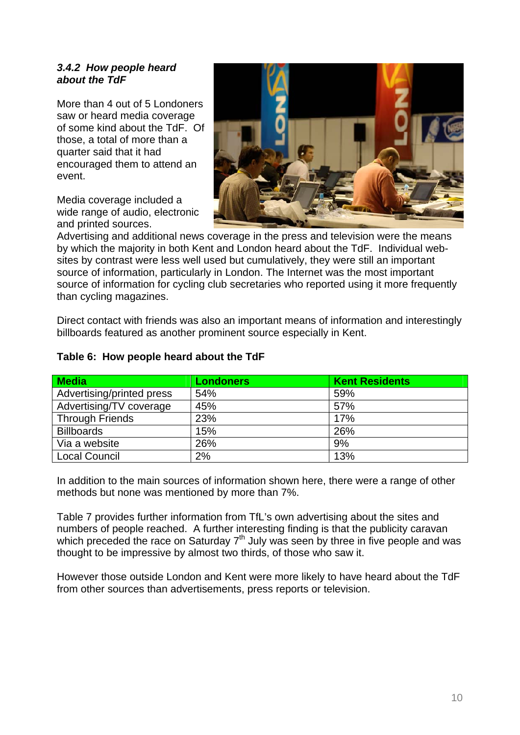### *3.4.2 How people heard about the TdF*

More than 4 out of 5 Londoners saw or heard media coverage of some kind about the TdF. Of those, a total of more than a quarter said that it had encouraged them to attend an event.

Media coverage included a wide range of audio, electronic and printed sources. Advertising and additional news coverage in the press and television were the means by which the majority in both Kent and London heard about the TdF. Individual web-sites by contrast were less well used but cumulatively, they were still an important source of information, particularly in London. The Internet was the most important source of information for cycling club secretaries who reported using it more frequently than cycling magazines.

Direct contact with friends was also an important means of information and interestingly billboards featured as another prominent source especially in Kent.

**Table 6: How people heard about the TdF**

| Media | Londoners | Kent Residents |
|---|---|---|
| Advertising/printed press | 54% | 59% |
| Advertising/TV coverage | 45% | 57% |
| Through Friends | 23% | 17% |
| Billboards | 15% | 26% |
| Via a website | 26% | 9% |
| Local Council | 2% | 13% |

In addition to the main sources of information shown here, there were a range of other methods but none was mentioned by more than 7%.

Table 7 provides further information from TfL's own advertising about the sites and numbers of people reached. A further interesting finding is that the publicity caravan which preceded the race on Saturday 7th July was seen by three in five people and was thought to be impressive by almost two thirds, of those who saw it.

However those outside London and Kent were more likely to have heard about the TdF from other sources than advertisements, press reports or television.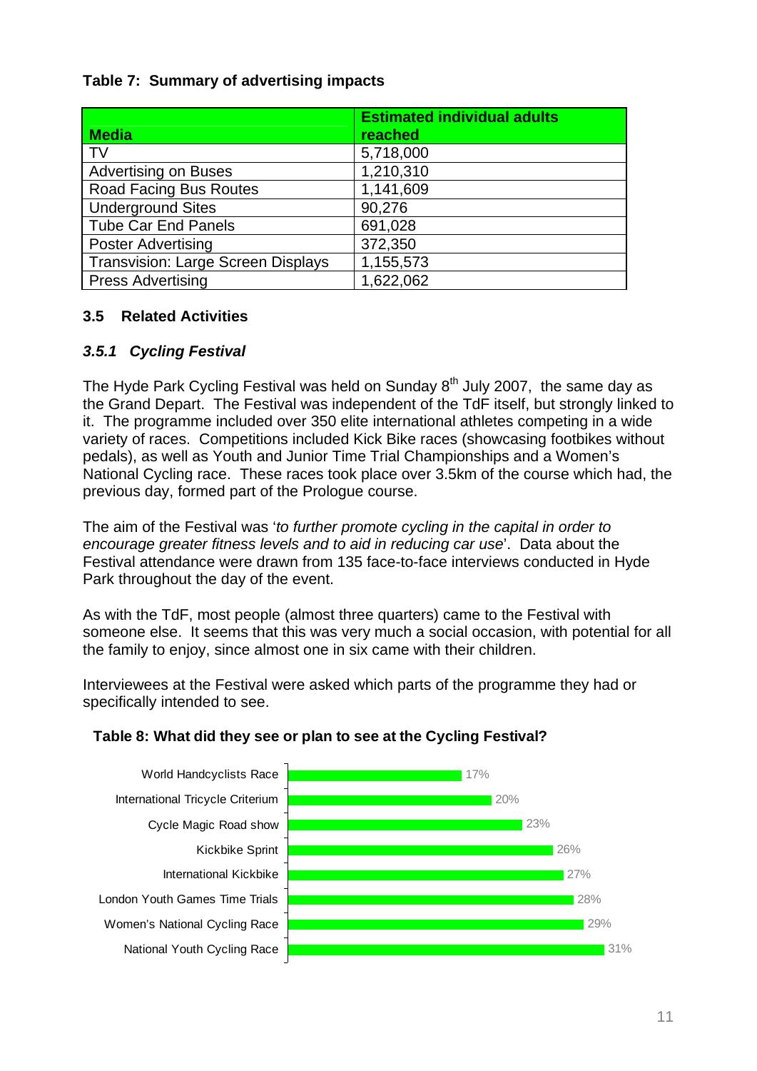**Table 7: Summary of advertising impacts**

| Media | Estimated individual adults reached |
|---|---|
| TV | 5,718,000 |
| Advertising on Buses | 1,210,310 |
| Road Facing Bus Routes | 1,141,609 |
| Underground Sites | 90,276 |
| Tube Car End Panels | 691,028 |
| Poster Advertising | 372,350 |
| Transvision: Large Screen Displays | 1,155,573 |
| Press Advertising | 1,622,062 |

### 3.5 Related Activities

#### *3.5.1 Cycling Festival*

The Hyde Park Cycling Festival was held on Sunday 8th July 2007, the same day as the Grand Depart. The Festival was independent of the TdF itself, but strongly linked to it. The programme included over 350 elite international athletes competing in a wide variety of races. Competitions included Kick Bike races (showcasing footbikes without pedals), as well as Youth and Junior Time Trial Championships and a Women's National Cycling race. These races took place over 3.5km of the course which had, the previous day, formed part of the Prologue course.

The aim of the Festival was '*to further promote cycling in the capital in order to encourage greater fitness levels and to aid in reducing car use*'. Data about the Festival attendance were drawn from 135 face-to-face interviews conducted in Hyde Park throughout the day of the event.

As with the TdF, most people (almost three quarters) came to the Festival with someone else. It seems that this was very much a social occasion, with potential for all the family to enjoy, since almost one in six came with their children.

Interviewees at the Festival were asked which parts of the programme they had or specifically intended to see.

**Table 8: What did they see or plan to see at the Cycling Festival?**

| Event | % |
|---|---|
| World Handcyclists Race | 17% |
| International Tricycle Criterium | 20% |
| Cycle Magic Road show | 23% |
| Kickbike Sprint | 26% |
| International Kickbike | 27% |
| London Youth Games Time Trials | 28% |
| Women's National Cycling Race | 29% |
| National Youth Cycling Race | 31% |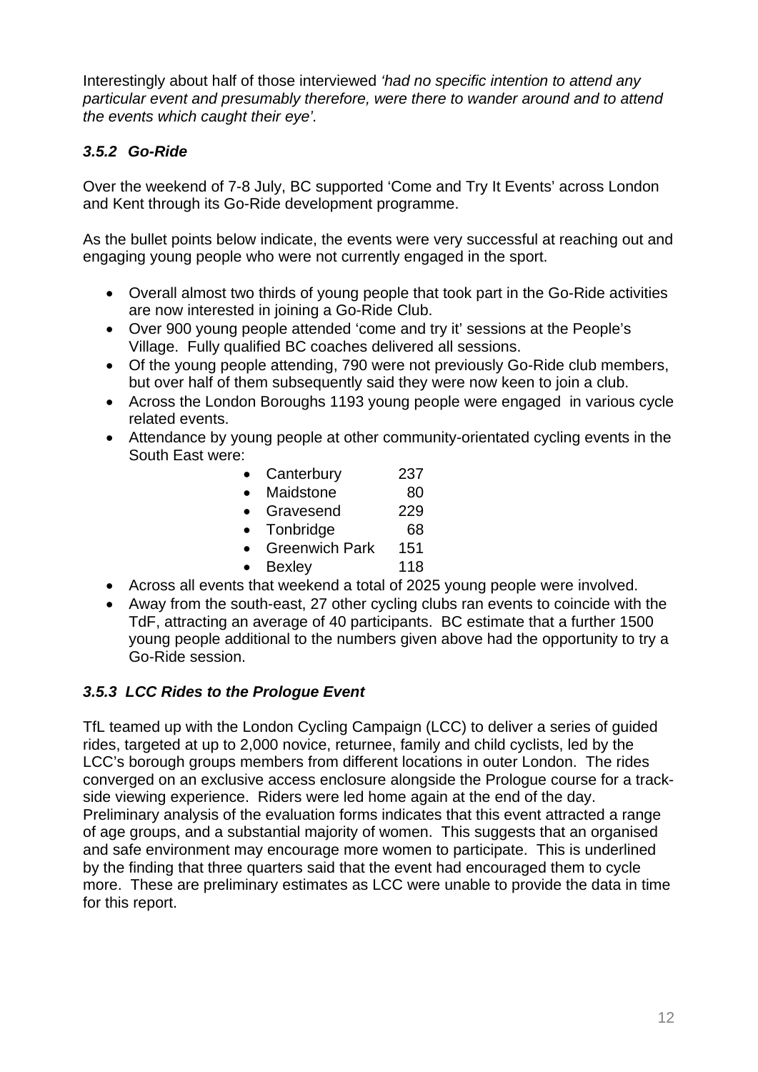Interestingly about half of those interviewed *'had no specific intention to attend any particular event and presumably therefore, were there to wander around and to attend the events which caught their eye'.*

### *3.5.2 Go-Ride*

Over the weekend of 7-8 July, BC supported 'Come and Try It Events' across London and Kent through its Go-Ride development programme.

As the bullet points below indicate, the events were very successful at reaching out and engaging young people who were not currently engaged in the sport.

- Overall almost two thirds of young people that took part in the Go-Ride activities are now interested in joining a Go-Ride Club.
- Over 900 young people attended 'come and try it' sessions at the People's Village. Fully qualified BC coaches delivered all sessions.
- Of the young people attending, 790 were not previously Go-Ride club members, but over half of them subsequently said they were now keen to join a club.
- Across the London Boroughs 1193 young people were engaged in various cycle related events.
- Attendance by young people at other community-orientated cycling events in the South East were:
    - Canterbury 237
    - Maidstone 80
    - Gravesend 229
    - Tonbridge 68
    - Greenwich Park 151
    - Bexley 118
- Across all events that weekend a total of 2025 young people were involved.
- Away from the south-east, 27 other cycling clubs ran events to coincide with the TdF, attracting an average of 40 participants. BC estimate that a further 1500 young people additional to the numbers given above had the opportunity to try a Go-Ride session.

### *3.5.3 LCC Rides to the Prologue Event*

TfL teamed up with the London Cycling Campaign (LCC) to deliver a series of guided rides, targeted at up to 2,000 novice, returnee, family and child cyclists, led by the LCC's borough groups members from different locations in outer London. The rides converged on an exclusive access enclosure alongside the Prologue course for a track-side viewing experience. Riders were led home again at the end of the day. Preliminary analysis of the evaluation forms indicates that this event attracted a range of age groups, and a substantial majority of women. This suggests that an organised and safe environment may encourage more women to participate. This is underlined by the finding that three quarters said that the event had encouraged them to cycle more. These are preliminary estimates as LCC were unable to provide the data in time for this report.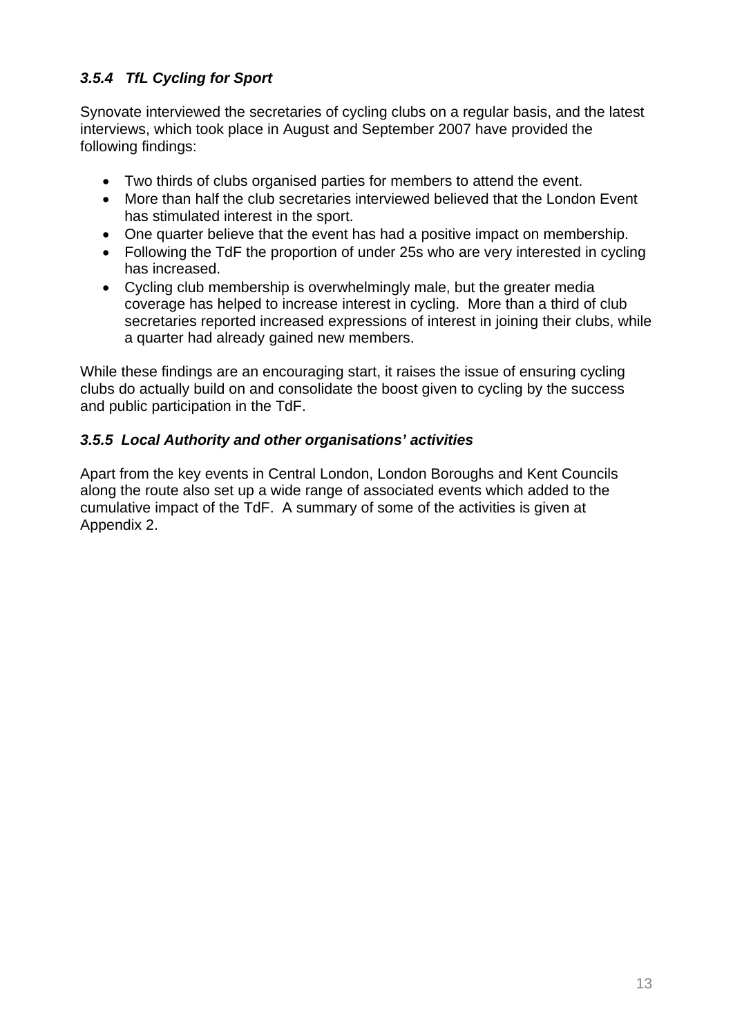### *3.5.4 TfL Cycling for Sport*

Synovate interviewed the secretaries of cycling clubs on a regular basis, and the latest interviews, which took place in August and September 2007 have provided the following findings:

- Two thirds of clubs organised parties for members to attend the event.
- More than half the club secretaries interviewed believed that the London Event has stimulated interest in the sport.
- One quarter believe that the event has had a positive impact on membership.
- Following the TdF the proportion of under 25s who are very interested in cycling has increased.
- Cycling club membership is overwhelmingly male, but the greater media coverage has helped to increase interest in cycling. More than a third of club secretaries reported increased expressions of interest in joining their clubs, while a quarter had already gained new members.

While these findings are an encouraging start, it raises the issue of ensuring cycling clubs do actually build on and consolidate the boost given to cycling by the success and public participation in the TdF.

### *3.5.5 Local Authority and other organisations' activities*

Apart from the key events in Central London, London Boroughs and Kent Councils along the route also set up a wide range of associated events which added to the cumulative impact of the TdF. A summary of some of the activities is given at Appendix 2.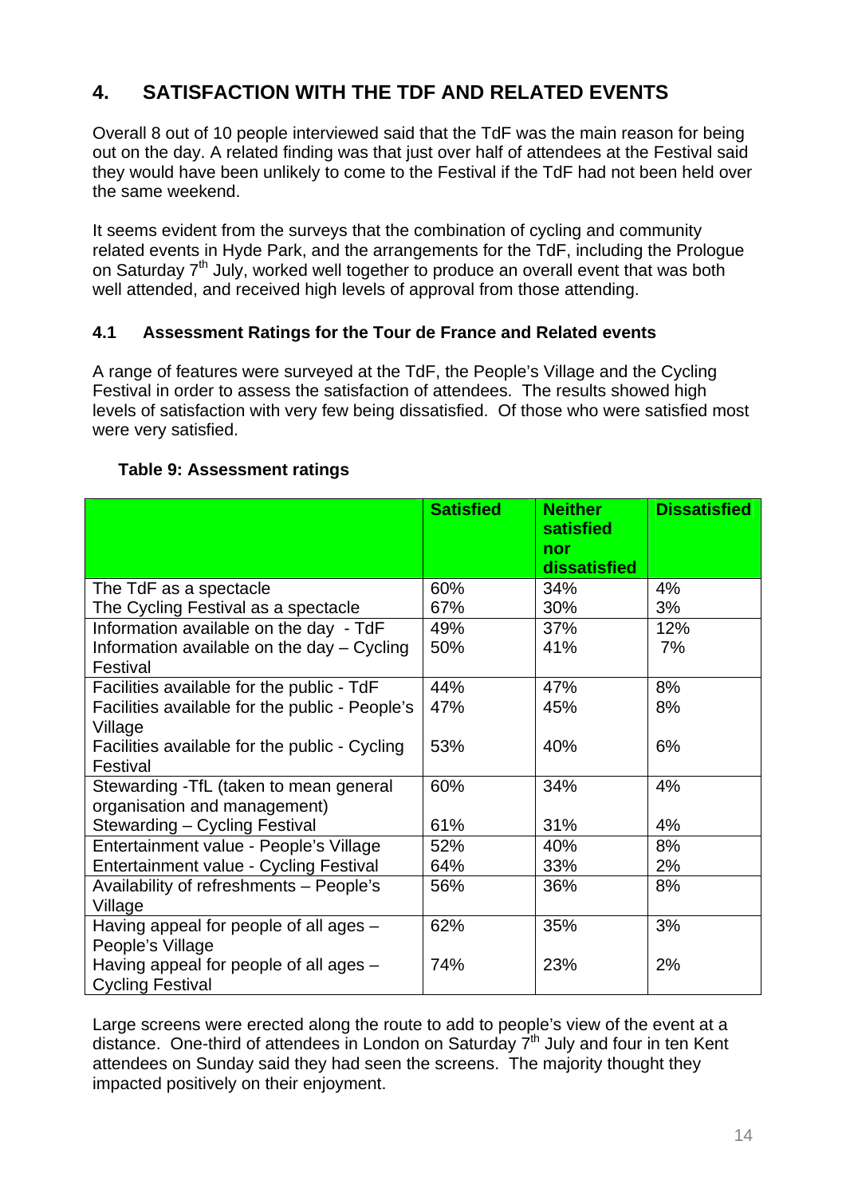## 4. SATISFACTION WITH THE TDF AND RELATED EVENTS

Overall 8 out of 10 people interviewed said that the TdF was the main reason for being out on the day. A related finding was that just over half of attendees at the Festival said they would have been unlikely to come to the Festival if the TdF had not been held over the same weekend.

It seems evident from the surveys that the combination of cycling and community related events in Hyde Park, and the arrangements for the TdF, including the Prologue on Saturday 7th July, worked well together to produce an overall event that was both well attended, and received high levels of approval from those attending.

### 4.1 Assessment Ratings for the Tour de France and Related events

A range of features were surveyed at the TdF, the People's Village and the Cycling Festival in order to assess the satisfaction of attendees. The results showed high levels of satisfaction with very few being dissatisfied. Of those who were satisfied most were very satisfied.

**Table 9: Assessment ratings**

| | Satisfied | Neither satisfied nor dissatisfied | Dissatisfied |
|---|---|---|---|
| The TdF as a spectacle | 60% | 34% | 4% |
| The Cycling Festival as a spectacle | 67% | 30% | 3% |
| Information available on the day - TdF | 49% | 37% | 12% |
| Information available on the day – Cycling Festival | 50% | 41% | 7% |
| Facilities available for the public - TdF | 44% | 47% | 8% |
| Facilities available for the public - People's Village | 47% | 45% | 8% |
| Facilities available for the public - Cycling Festival | 53% | 40% | 6% |
| Stewarding -TfL (taken to mean general organisation and management) | 60% | 34% | 4% |
| Stewarding – Cycling Festival | 61% | 31% | 4% |
| Entertainment value - People's Village | 52% | 40% | 8% |
| Entertainment value - Cycling Festival | 64% | 33% | 2% |
| Availability of refreshments – People's Village | 56% | 36% | 8% |
| Having appeal for people of all ages – People's Village | 62% | 35% | 3% |
| Having appeal for people of all ages – Cycling Festival | 74% | 23% | 2% |

Large screens were erected along the route to add to people's view of the event at a distance. One-third of attendees in London on Saturday 7th July and four in ten Kent attendees on Sunday said they had seen the screens. The majority thought they impacted positively on their enjoyment.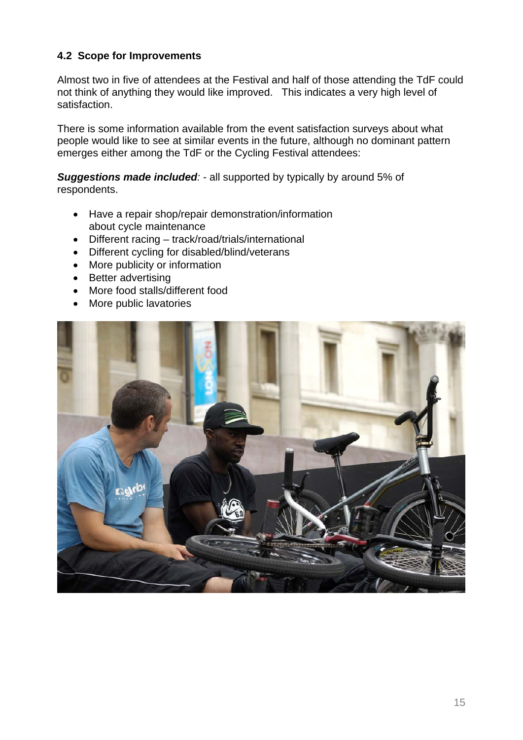### 4.2 Scope for Improvements

Almost two in five of attendees at the Festival and half of those attending the TdF could not think of anything they would like improved. This indicates a very high level of satisfaction.

There is some information available from the event satisfaction surveys about what people would like to see at similar events in the future, although no dominant pattern emerges either among the TdF or the Cycling Festival attendees:

***Suggestions made included**:* - all supported by typically by around 5% of respondents.

- Have a repair shop/repair demonstration/information about cycle maintenance
- Different racing – track/road/trials/international
- Different cycling for disabled/blind/veterans
- More publicity or information
- Better advertising
- More food stalls/different food
- More public lavatories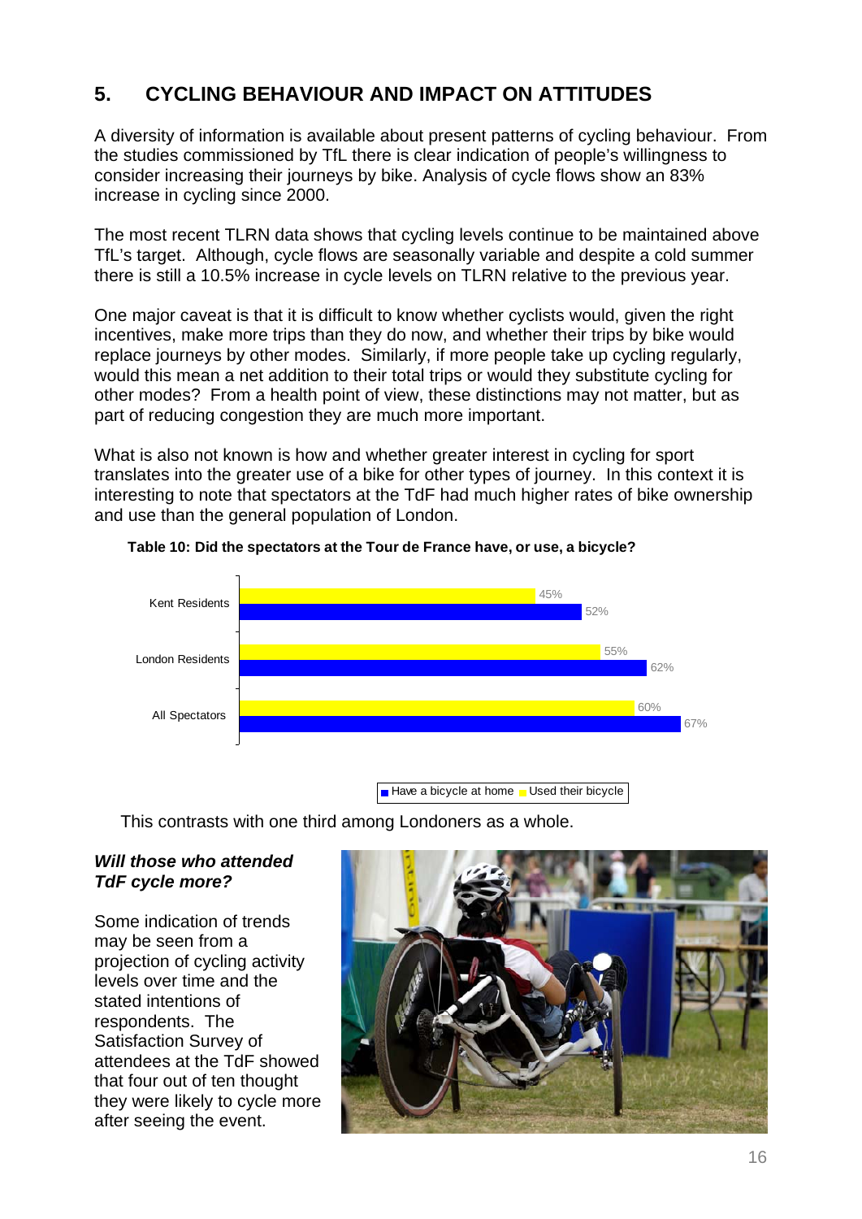## 5. CYCLING BEHAVIOUR AND IMPACT ON ATTITUDES

A diversity of information is available about present patterns of cycling behaviour. From the studies commissioned by TfL there is clear indication of people's willingness to consider increasing their journeys by bike. Analysis of cycle flows show an 83% increase in cycling since 2000.

The most recent TLRN data shows that cycling levels continue to be maintained above TfL's target. Although, cycle flows are seasonally variable and despite a cold summer there is still a 10.5% increase in cycle levels on TLRN relative to the previous year.

One major caveat is that it is difficult to know whether cyclists would, given the right incentives, make more trips than they do now, and whether their trips by bike would replace journeys by other modes. Similarly, if more people take up cycling regularly, would this mean a net addition to their total trips or would they substitute cycling for other modes? From a health point of view, these distinctions may not matter, but as part of reducing congestion they are much more important.

What is also not known is how and whether greater interest in cycling for sport translates into the greater use of a bike for other types of journey. In this context it is interesting to note that spectators at the TdF had much higher rates of bike ownership and use than the general population of London.

**Table 10: Did the spectators at the Tour de France have, or use, a bicycle?**

| | Used their bicycle | Have a bicycle at home |
|---|---|---|
| Kent Residents | 45% | 52% |
| London Residents | 55% | 62% |
| All Spectators | 60% | 67% |

This contrasts with one third among Londoners as a whole.

### *Will those who attended TdF cycle more?*

Some indication of trends may be seen from a projection of cycling activity levels over time and the stated intentions of respondents. The Satisfaction Survey of attendees at the TdF showed that four out of ten thought they were likely to cycle more after seeing the event.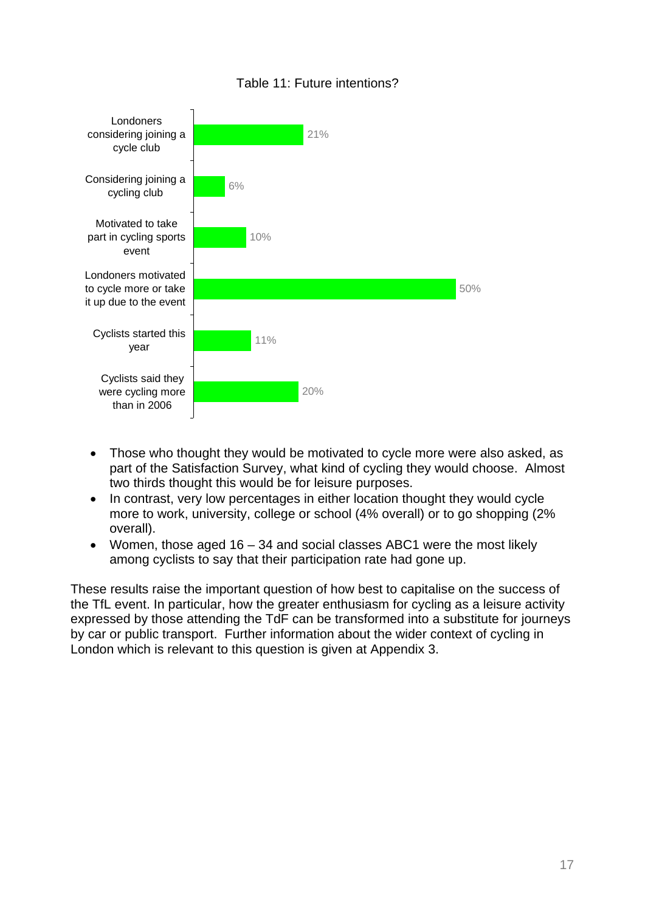Table 11: Future intentions?

| | |
|---|---|
| Londoners considering joining a cycle club | 21% |
| Considering joining a cycling club | 6% |
| Motivated to take part in cycling sports event | 10% |
| Londoners motivated to cycle more or take it up due to the event | 50% |
| Cyclists started this year | 11% |
| Cyclists said they were cycling more than in 2006 | 20% |

- Those who thought they would be motivated to cycle more were also asked, as part of the Satisfaction Survey, what kind of cycling they would choose. Almost two thirds thought this would be for leisure purposes.
- In contrast, very low percentages in either location thought they would cycle more to work, university, college or school (4% overall) or to go shopping (2% overall).
- Women, those aged 16 – 34 and social classes ABC1 were the most likely among cyclists to say that their participation rate had gone up.

These results raise the important question of how best to capitalise on the success of the TfL event. In particular, how the greater enthusiasm for cycling as a leisure activity expressed by those attending the TdF can be transformed into a substitute for journeys by car or public transport. Further information about the wider context of cycling in London which is relevant to this question is given at Appendix 3.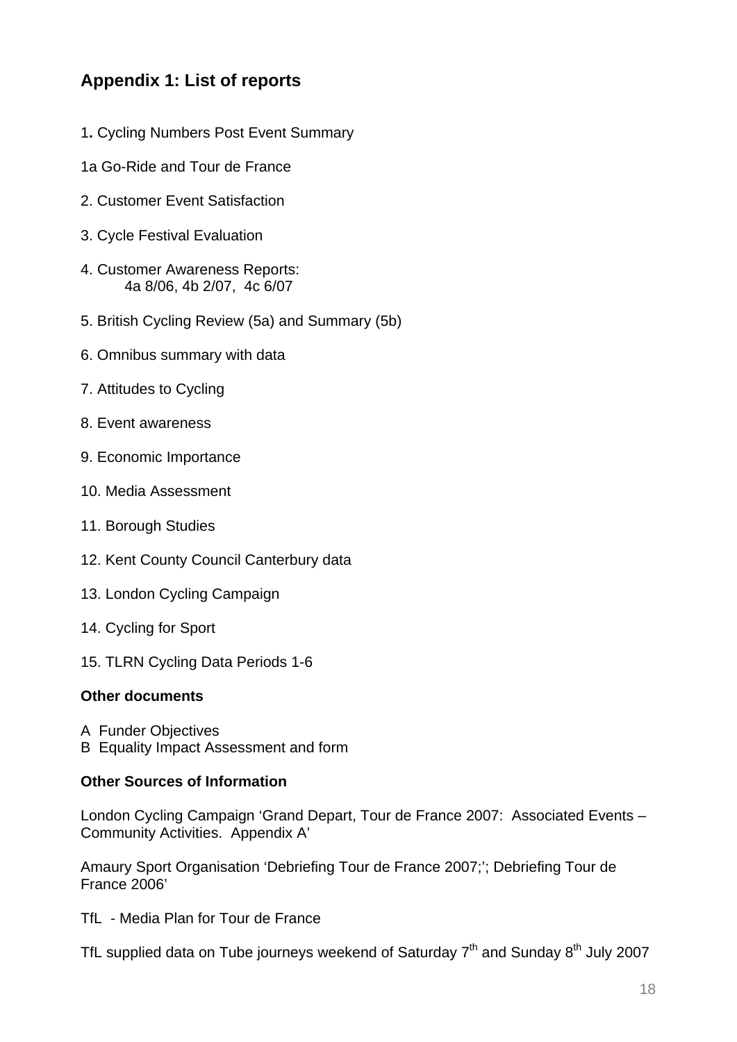## Appendix 1: List of reports

1. Cycling Numbers Post Event Summary

1a Go-Ride and Tour de France

2. Customer Event Satisfaction

3. Cycle Festival Evaluation

4. Customer Awareness Reports:
   4a 8/06, 4b 2/07, 4c 6/07

5. British Cycling Review (5a) and Summary (5b)

6. Omnibus summary with data

7. Attitudes to Cycling

8. Event awareness

9. Economic Importance

10. Media Assessment

11. Borough Studies

12. Kent County Council Canterbury data

13. London Cycling Campaign

14. Cycling for Sport

15. TLRN Cycling Data Periods 1-6

**Other documents**

A Funder Objectives
B Equality Impact Assessment and form

**Other Sources of Information**

London Cycling Campaign 'Grand Depart, Tour de France 2007: Associated Events – Community Activities. Appendix A'

Amaury Sport Organisation 'Debriefing Tour de France 2007;'; Debriefing Tour de France 2006'

TfL - Media Plan for Tour de France

TfL supplied data on Tube journeys weekend of Saturday 7th and Sunday 8th July 2007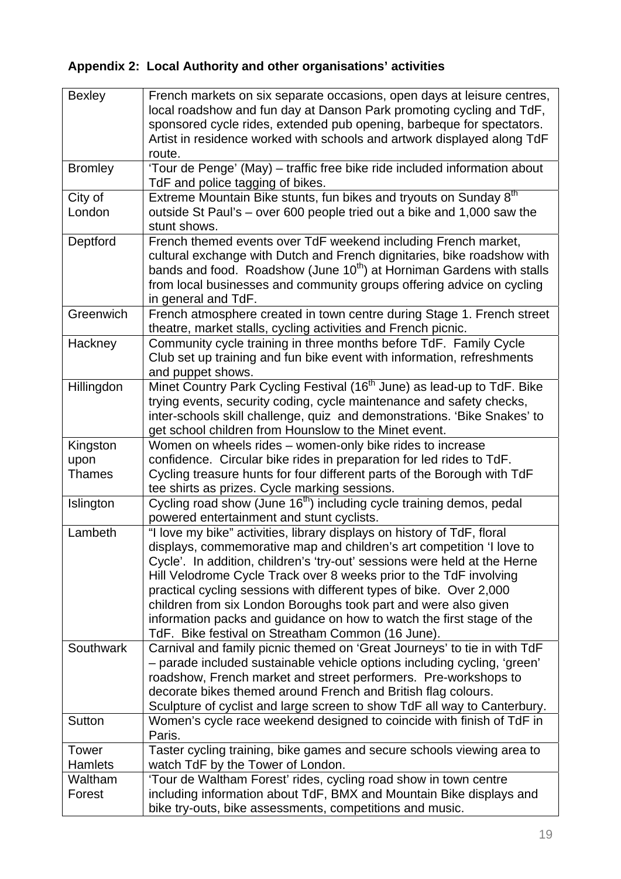**Appendix 2: Local Authority and other organisations' activities**

| | |
|---|---|
| Bexley | French markets on six separate occasions, open days at leisure centres, local roadshow and fun day at Danson Park promoting cycling and TdF, sponsored cycle rides, extended pub opening, barbeque for spectators. Artist in residence worked with schools and artwork displayed along TdF route. |
| Bromley | 'Tour de Penge' (May) – traffic free bike ride included information about TdF and police tagging of bikes. |
| City of London | Extreme Mountain Bike stunts, fun bikes and tryouts on Sunday 8th outside St Paul's – over 600 people tried out a bike and 1,000 saw the stunt shows. |
| Deptford | French themed events over TdF weekend including French market, cultural exchange with Dutch and French dignitaries, bike roadshow with bands and food. Roadshow (June 10th) at Horniman Gardens with stalls from local businesses and community groups offering advice on cycling in general and TdF. |
| Greenwich | French atmosphere created in town centre during Stage 1. French street theatre, market stalls, cycling activities and French picnic. |
| Hackney | Community cycle training in three months before TdF. Family Cycle Club set up training and fun bike event with information, refreshments and puppet shows. |
| Hillingdon | Minet Country Park Cycling Festival (16th June) as lead-up to TdF. Bike trying events, security coding, cycle maintenance and safety checks, inter-schools skill challenge, quiz and demonstrations. 'Bike Snakes' to get school children from Hounslow to the Minet event. |
| Kingston upon Thames | Women on wheels rides – women-only bike rides to increase confidence. Circular bike rides in preparation for led rides to TdF. Cycling treasure hunts for four different parts of the Borough with TdF tee shirts as prizes. Cycle marking sessions. |
| Islington | Cycling road show (June 16th) including cycle training demos, pedal powered entertainment and stunt cyclists. |
| Lambeth | "I love my bike" activities, library displays on history of TdF, floral displays, commemorative map and children's art competition 'I love to Cycle'. In addition, children's 'try-out' sessions were held at the Herne Hill Velodrome Cycle Track over 8 weeks prior to the TdF involving practical cycling sessions with different types of bike. Over 2,000 children from six London Boroughs took part and were also given information packs and guidance on how to watch the first stage of the TdF. Bike festival on Streatham Common (16 June). |
| Southwark | Carnival and family picnic themed on 'Great Journeys' to tie in with TdF – parade included sustainable vehicle options including cycling, 'green' roadshow, French market and street performers. Pre-workshops to decorate bikes themed around French and British flag colours. Sculpture of cyclist and large screen to show TdF all way to Canterbury. |
| Sutton | Women's cycle race weekend designed to coincide with finish of TdF in Paris. |
| Tower Hamlets | Taster cycling training, bike games and secure schools viewing area to watch TdF by the Tower of London. |
| Waltham Forest | 'Tour de Waltham Forest' rides, cycling road show in town centre including information about TdF, BMX and Mountain Bike displays and bike try-outs, bike assessments, competitions and music. |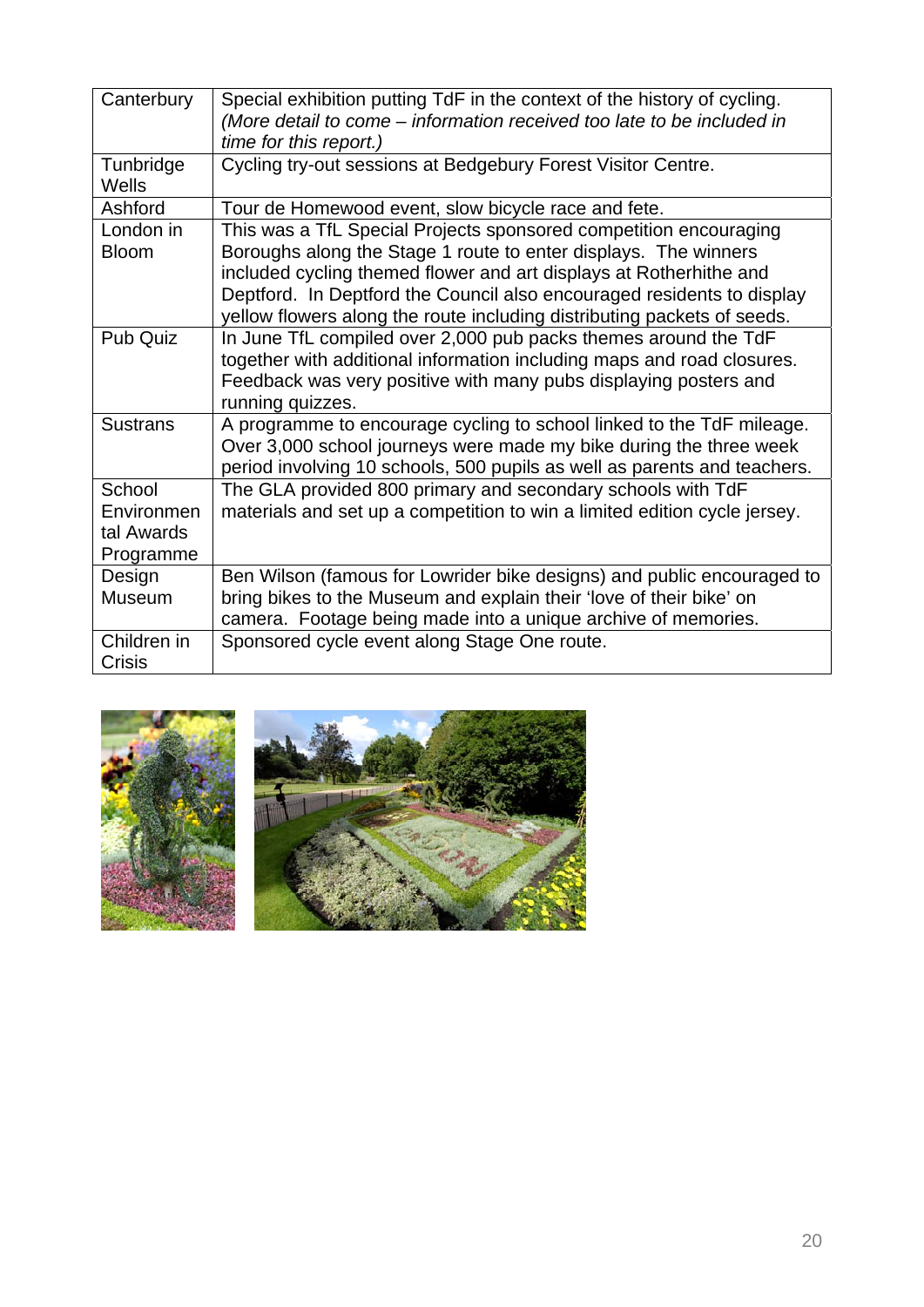| | |
|---|---|
| Canterbury | Special exhibition putting TdF in the context of the history of cycling. *(More detail to come – information received too late to be included in time for this report.)* |
| Tunbridge Wells | Cycling try-out sessions at Bedgebury Forest Visitor Centre. |
| Ashford | Tour de Homewood event, slow bicycle race and fete. |
| London in Bloom | This was a TfL Special Projects sponsored competition encouraging Boroughs along the Stage 1 route to enter displays. The winners included cycling themed flower and art displays at Rotherhithe and Deptford. In Deptford the Council also encouraged residents to display yellow flowers along the route including distributing packets of seeds. |
| Pub Quiz | In June TfL compiled over 2,000 pub packs themes around the TdF together with additional information including maps and road closures. Feedback was very positive with many pubs displaying posters and running quizzes. |
| Sustrans | A programme to encourage cycling to school linked to the TdF mileage. Over 3,000 school journeys were made my bike during the three week period involving 10 schools, 500 pupils as well as parents and teachers. |
| School Environmental Awards Programme | The GLA provided 800 primary and secondary schools with TdF materials and set up a competition to win a limited edition cycle jersey. |
| Design Museum | Ben Wilson (famous for Lowrider bike designs) and public encouraged to bring bikes to the Museum and explain their 'love of their bike' on camera. Footage being made into a unique archive of memories. |
| Children in Crisis | Sponsored cycle event along Stage One route. |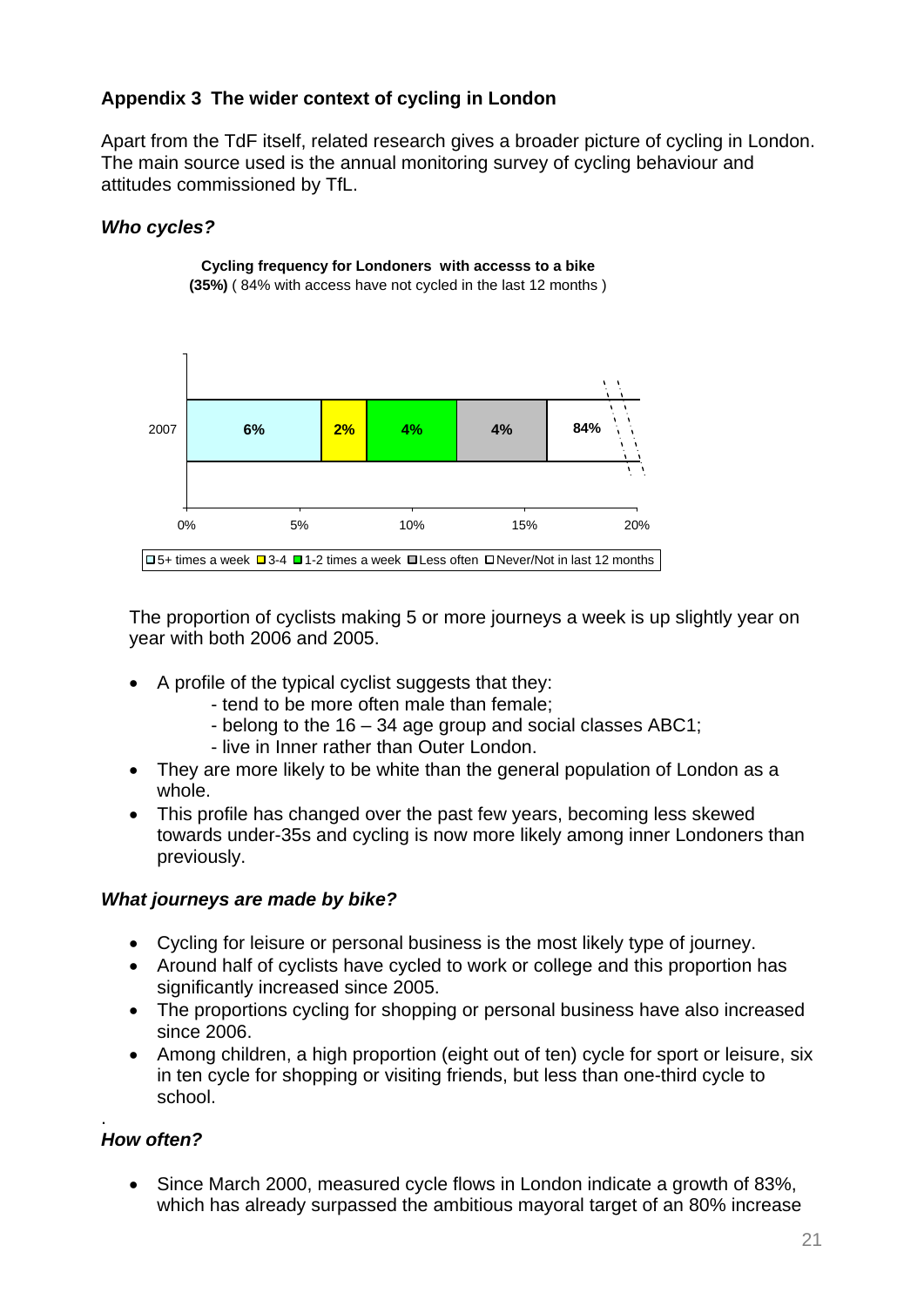## Appendix 3 The wider context of cycling in London

Apart from the TdF itself, related research gives a broader picture of cycling in London. The main source used is the annual monitoring survey of cycling behaviour and attitudes commissioned by TfL.

### *Who cycles?*

**Cycling frequency for Londoners with accesss to a bike (35%)** ( 84% with access have not cycled in the last 12 months )

| | 5+ times a week | 3-4 | 1-2 times a week | Less often | Never/Not in last 12 months |
|---|---|---|---|---|---|
| 2007 | 6% | 2% | 4% | 4% | 84% |

The proportion of cyclists making 5 or more journeys a week is up slightly year on year with both 2006 and 2005.

- A profile of the typical cyclist suggests that they:
  - tend to be more often male than female;
  - belong to the 16 – 34 age group and social classes ABC1;
  - live in Inner rather than Outer London.
- They are more likely to be white than the general population of London as a whole.
- This profile has changed over the past few years, becoming less skewed towards under-35s and cycling is now more likely among inner Londoners than previously.

### *What journeys are made by bike?*

- Cycling for leisure or personal business is the most likely type of journey.
- Around half of cyclists have cycled to work or college and this proportion has significantly increased since 2005.
- The proportions cycling for shopping or personal business have also increased since 2006.
- Among children, a high proportion (eight out of ten) cycle for sport or leisure, six in ten cycle for shopping or visiting friends, but less than one-third cycle to school.

### *How often?*

- Since March 2000, measured cycle flows in London indicate a growth of 83%, which has already surpassed the ambitious mayoral target of an 80% increase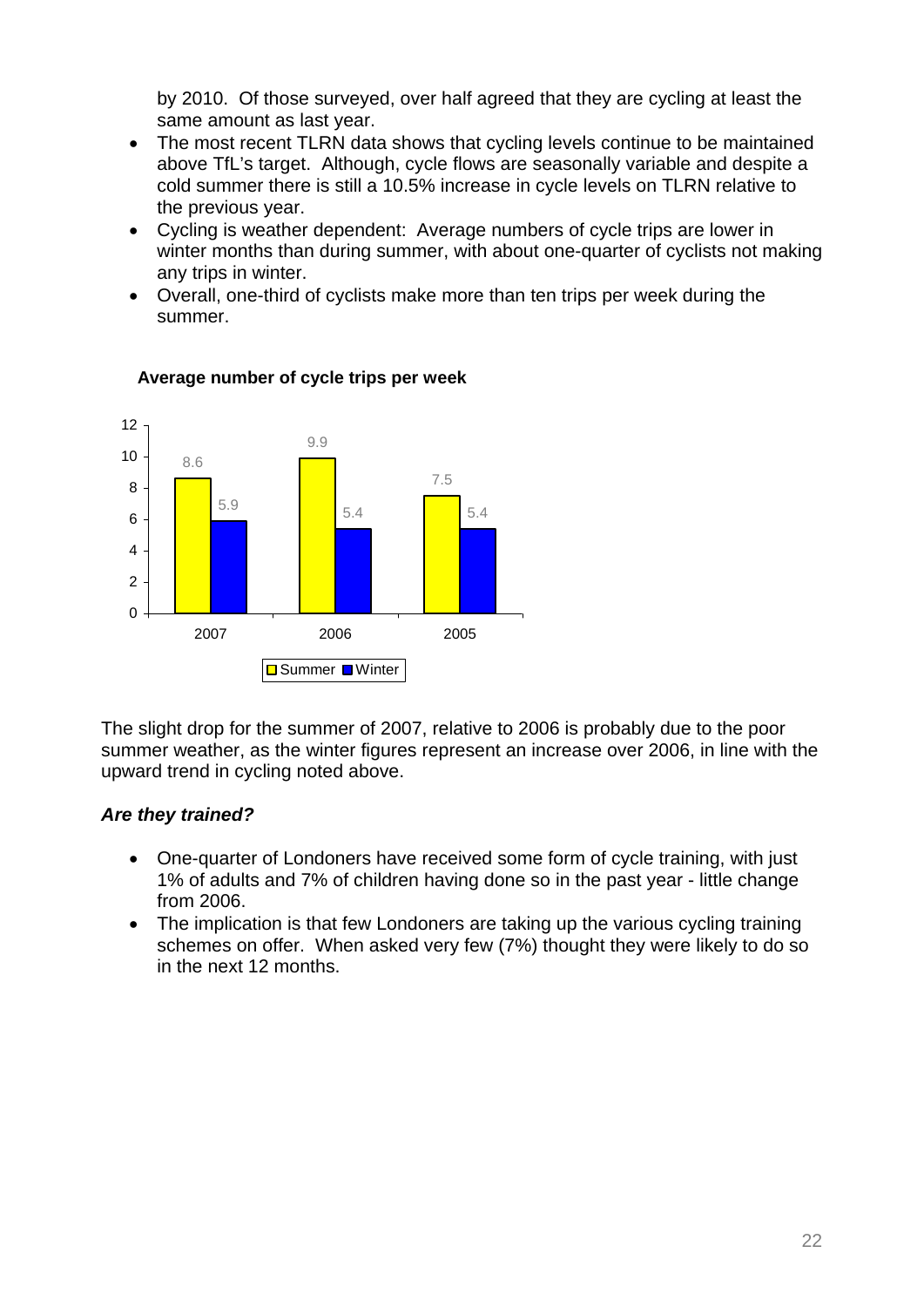by 2010. Of those surveyed, over half agreed that they are cycling at least the same amount as last year.

- The most recent TLRN data shows that cycling levels continue to be maintained above TfL's target. Although, cycle flows are seasonally variable and despite a cold summer there is still a 10.5% increase in cycle levels on TLRN relative to the previous year.
- Cycling is weather dependent: Average numbers of cycle trips are lower in winter months than during summer, with about one-quarter of cyclists not making any trips in winter.
- Overall, one-third of cyclists make more than ten trips per week during the summer.

**Average number of cycle trips per week**

| | 2007 | 2006 | 2005 |
|---|---|---|---|
| Summer | 8.6 | 9.9 | 7.5 |
| Winter | 5.9 | 5.4 | 5.4 |

The slight drop for the summer of 2007, relative to 2006 is probably due to the poor summer weather, as the winter figures represent an increase over 2006, in line with the upward trend in cycling noted above.

### *Are they trained?*

- One-quarter of Londoners have received some form of cycle training, with just 1% of adults and 7% of children having done so in the past year - little change from 2006.
- The implication is that few Londoners are taking up the various cycling training schemes on offer. When asked very few (7%) thought they were likely to do so in the next 12 months.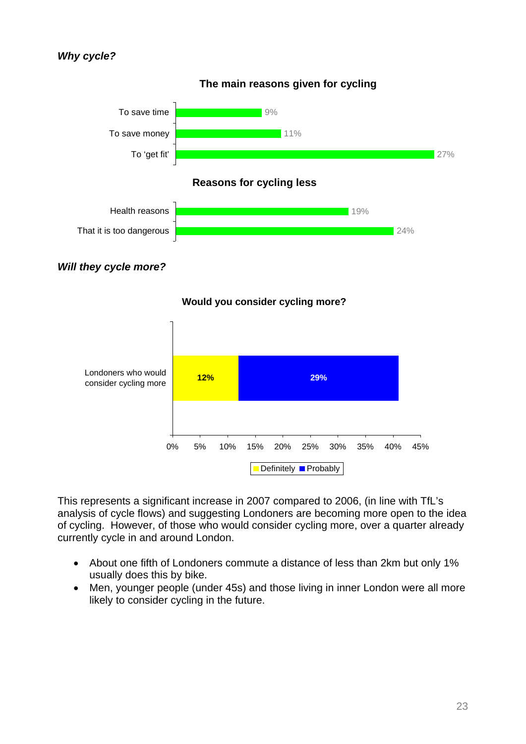***Why cycle?***

**The main reasons given for cycling**

| Reason | % |
|---|---|
| To save time | 9% |
| To save money | 11% |
| To 'get fit' | 27% |

**Reasons for cycling less**

| Reason | % |
|---|---|
| Health reasons | 19% |
| That it is too dangerous | 24% |

***Will they cycle more?***

**Would you consider cycling more?**

| | Definitely | Probably |
|---|---|---|
| Londoners who would consider cycling more | 12% | 29% |

This represents a significant increase in 2007 compared to 2006, (in line with TfL's analysis of cycle flows) and suggesting Londoners are becoming more open to the idea of cycling. However, of those who would consider cycling more, over a quarter already currently cycle in and around London.

- About one fifth of Londoners commute a distance of less than 2km but only 1% usually does this by bike.
- Men, younger people (under 45s) and those living in inner London were all more likely to consider cycling in the future.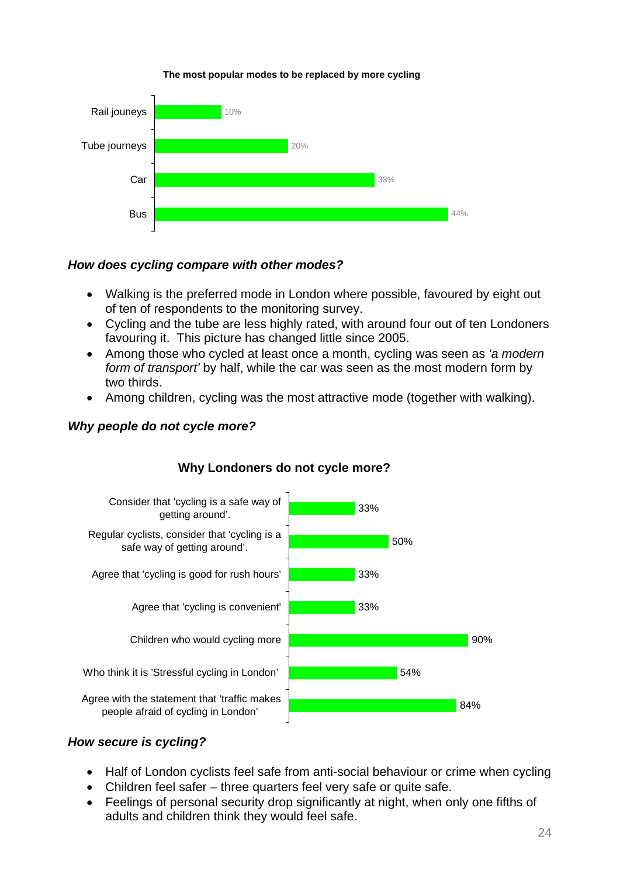**The most popular modes to be replaced by more cycling**

Rail jouneys 10%
Tube journeys 20%
Car 33%
Bus 44%

### *How does cycling compare with other modes?*

- Walking is the preferred mode in London where possible, favoured by eight out of ten of respondents to the monitoring survey.
- Cycling and the tube are less highly rated, with around four out of ten Londoners favouring it. This picture has changed little since 2005.
- Among those who cycled at least once a month, cycling was seen as *'a modern form of transport'* by half, while the car was seen as the most modern form by two thirds.
- Among children, cycling was the most attractive mode (together with walking).

### *Why people do not cycle more?*

**Why Londoners do not cycle more?**

Consider that 'cycling is a safe way of getting around'. 33%
Regular cyclists, consider that 'cycling is a safe way of getting around'. 50%
Agree that 'cycling is good for rush hours' 33%
Agree that 'cycling is convenient' 33%
Children who would cycling more 90%
Who think it is 'Stressful cycling in London' 54%
Agree with the statement that 'traffic makes people afraid of cycling in London' 84%

### *How secure is cycling?*

- Half of London cyclists feel safe from anti-social behaviour or crime when cycling
- Children feel safer – three quarters feel very safe or quite safe.
- Feelings of personal security drop significantly at night, when only one fifths of adults and children think they would feel safe.